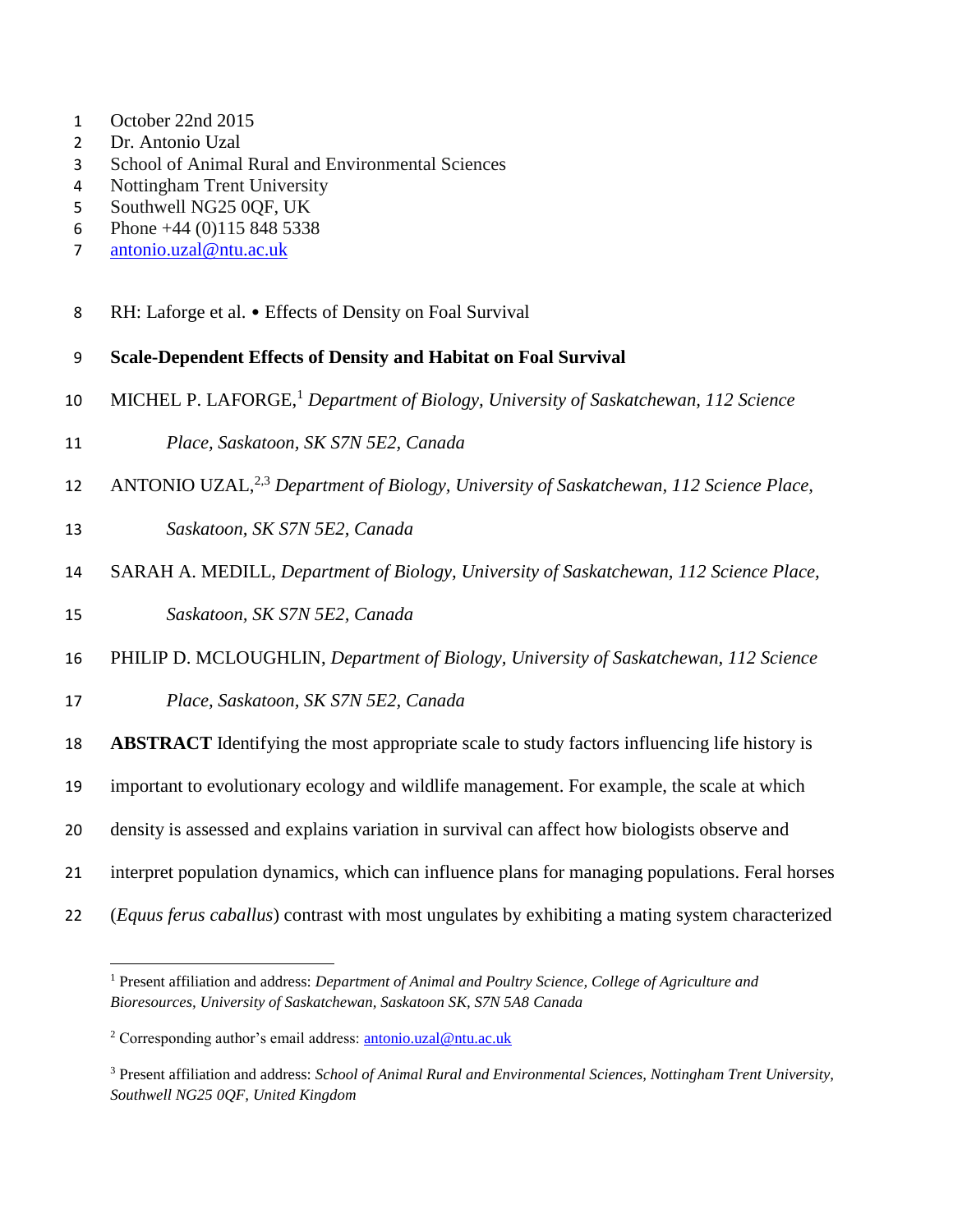October 22nd 2015
Dr. Antonio Uzal
School of Animal Rural and Environmental Sciences
Nottingham Trent University
Southwell NG25 0QF, UK
Phone +44 (0)115 848 5338
antonio.uzal@ntu.ac.uk

RH: Laforge et al. • Effects of Density on Foal Survival

# Scale-Dependent Effects of Density and Habitat on Foal Survival

MICHEL P. LAFORGE,[1] *Department of Biology, University of Saskatchewan, 112 Science Place, Saskatoon, SK S7N 5E2, Canada*

ANTONIO UZAL,[2,3] *Department of Biology, University of Saskatchewan, 112 Science Place, Saskatoon, SK S7N 5E2, Canada*

SARAH A. MEDILL, *Department of Biology, University of Saskatchewan, 112 Science Place, Saskatoon, SK S7N 5E2, Canada*

PHILIP D. MCLOUGHLIN, *Department of Biology, University of Saskatchewan, 112 Science Place, Saskatoon, SK S7N 5E2, Canada*

**ABSTRACT** Identifying the most appropriate scale to study factors influencing life history is important to evolutionary ecology and wildlife management. For example, the scale at which density is assessed and explains variation in survival can affect how biologists observe and interpret population dynamics, which can influence plans for managing populations. Feral horses (*Equus ferus caballus*) contrast with most ungulates by exhibiting a mating system characterized

---

[1] Present affiliation and address: *Department of Animal and Poultry Science, College of Agriculture and Bioresources, University of Saskatchewan, Saskatoon SK, S7N 5A8 Canada*

[2] Corresponding author's email address: antonio.uzal@ntu.ac.uk

[3] Present affiliation and address: *School of Animal Rural and Environmental Sciences, Nottingham Trent University, Southwell NG25 0QF, United Kingdom*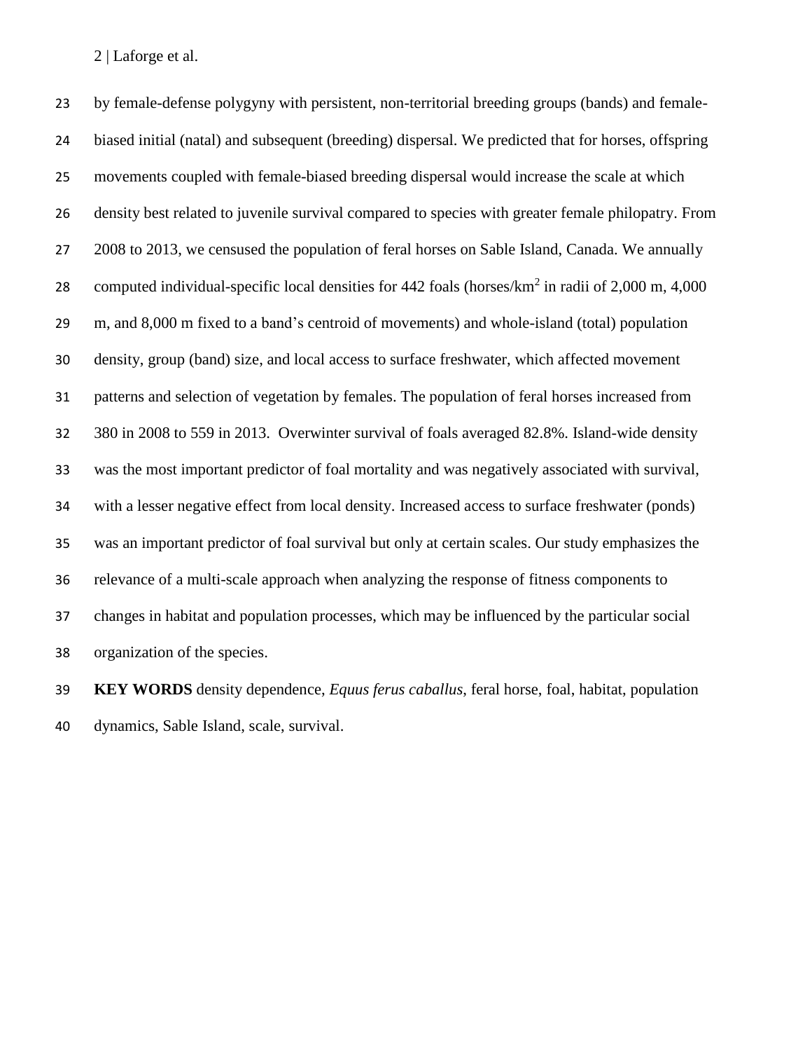by female-defense polygyny with persistent, non-territorial breeding groups (bands) and female-biased initial (natal) and subsequent (breeding) dispersal. We predicted that for horses, offspring movements coupled with female-biased breeding dispersal would increase the scale at which density best related to juvenile survival compared to species with greater female philopatry. From 2008 to 2013, we censused the population of feral horses on Sable Island, Canada. We annually computed individual-specific local densities for 442 foals (horses/km$^2$ in radii of 2,000 m, 4,000 m, and 8,000 m fixed to a band's centroid of movements) and whole-island (total) population density, group (band) size, and local access to surface freshwater, which affected movement patterns and selection of vegetation by females. The population of feral horses increased from 380 in 2008 to 559 in 2013. Overwinter survival of foals averaged 82.8%. Island-wide density was the most important predictor of foal mortality and was negatively associated with survival, with a lesser negative effect from local density. Increased access to surface freshwater (ponds) was an important predictor of foal survival but only at certain scales. Our study emphasizes the relevance of a multi-scale approach when analyzing the response of fitness components to changes in habitat and population processes, which may be influenced by the particular social organization of the species.

**KEY WORDS** density dependence, *Equus ferus caballus*, feral horse, foal, habitat, population dynamics, Sable Island, scale, survival.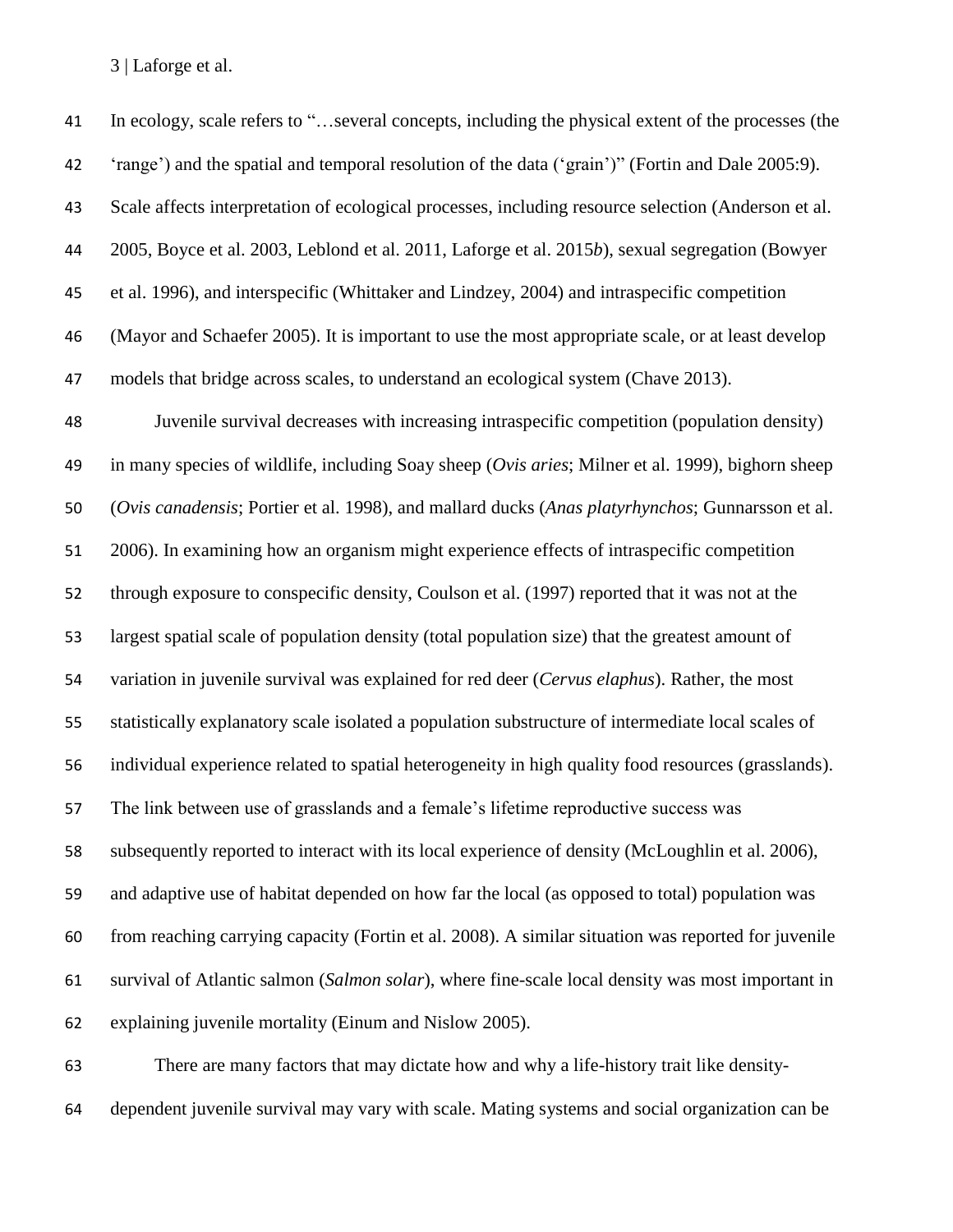In ecology, scale refers to "…several concepts, including the physical extent of the processes (the 'range') and the spatial and temporal resolution of the data ('grain')" (Fortin and Dale 2005:9). Scale affects interpretation of ecological processes, including resource selection (Anderson et al. 2005, Boyce et al. 2003, Leblond et al. 2011, Laforge et al. 2015*b*), sexual segregation (Bowyer et al. 1996), and interspecific (Whittaker and Lindzey, 2004) and intraspecific competition (Mayor and Schaefer 2005). It is important to use the most appropriate scale, or at least develop models that bridge across scales, to understand an ecological system (Chave 2013).

Juvenile survival decreases with increasing intraspecific competition (population density) in many species of wildlife, including Soay sheep (*Ovis aries*; Milner et al. 1999), bighorn sheep (*Ovis canadensis*; Portier et al. 1998), and mallard ducks (*Anas platyrhynchos*; Gunnarsson et al. 2006). In examining how an organism might experience effects of intraspecific competition through exposure to conspecific density, Coulson et al. (1997) reported that it was not at the largest spatial scale of population density (total population size) that the greatest amount of variation in juvenile survival was explained for red deer (*Cervus elaphus*). Rather, the most statistically explanatory scale isolated a population substructure of intermediate local scales of individual experience related to spatial heterogeneity in high quality food resources (grasslands). The link between use of grasslands and a female's lifetime reproductive success was subsequently reported to interact with its local experience of density (McLoughlin et al. 2006), and adaptive use of habitat depended on how far the local (as opposed to total) population was from reaching carrying capacity (Fortin et al. 2008). A similar situation was reported for juvenile survival of Atlantic salmon (*Salmon solar*), where fine-scale local density was most important in explaining juvenile mortality (Einum and Nislow 2005).

There are many factors that may dictate how and why a life-history trait like density-dependent juvenile survival may vary with scale. Mating systems and social organization can be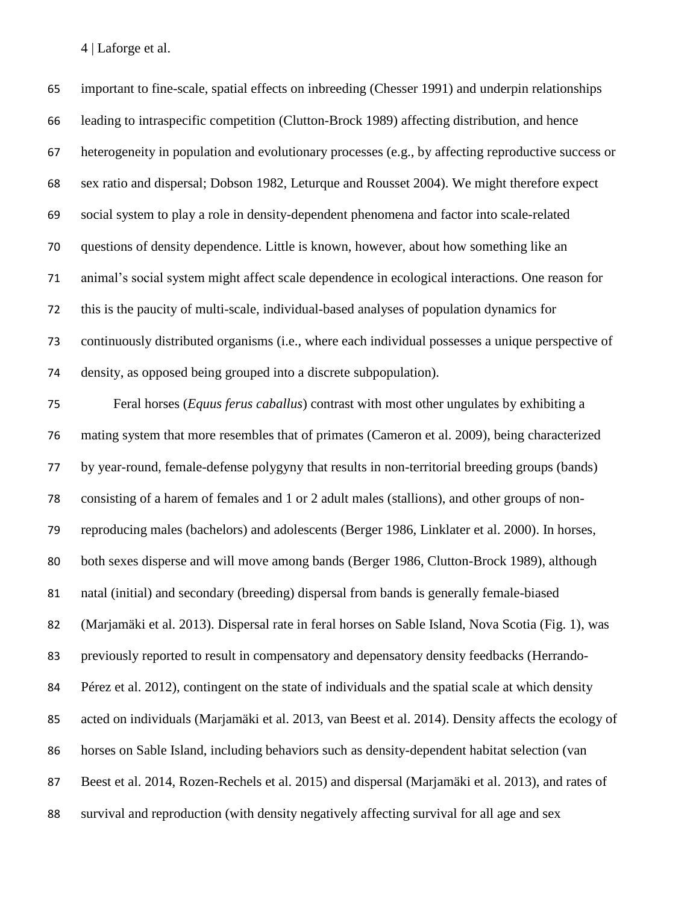important to fine-scale, spatial effects on inbreeding (Chesser 1991) and underpin relationships leading to intraspecific competition (Clutton-Brock 1989) affecting distribution, and hence heterogeneity in population and evolutionary processes (e.g., by affecting reproductive success or sex ratio and dispersal; Dobson 1982, Leturque and Rousset 2004). We might therefore expect social system to play a role in density-dependent phenomena and factor into scale-related questions of density dependence. Little is known, however, about how something like an animal's social system might affect scale dependence in ecological interactions. One reason for this is the paucity of multi-scale, individual-based analyses of population dynamics for continuously distributed organisms (i.e., where each individual possesses a unique perspective of density, as opposed being grouped into a discrete subpopulation).

Feral horses (*Equus ferus caballus*) contrast with most other ungulates by exhibiting a mating system that more resembles that of primates (Cameron et al. 2009), being characterized by year-round, female-defense polygyny that results in non-territorial breeding groups (bands) consisting of a harem of females and 1 or 2 adult males (stallions), and other groups of non-reproducing males (bachelors) and adolescents (Berger 1986, Linklater et al. 2000). In horses, both sexes disperse and will move among bands (Berger 1986, Clutton-Brock 1989), although natal (initial) and secondary (breeding) dispersal from bands is generally female-biased (Marjamäki et al. 2013). Dispersal rate in feral horses on Sable Island, Nova Scotia (Fig. 1), was previously reported to result in compensatory and depensatory density feedbacks (Herrando-Pérez et al. 2012), contingent on the state of individuals and the spatial scale at which density acted on individuals (Marjamäki et al. 2013, van Beest et al. 2014). Density affects the ecology of horses on Sable Island, including behaviors such as density-dependent habitat selection (van Beest et al. 2014, Rozen-Rechels et al. 2015) and dispersal (Marjamäki et al. 2013), and rates of survival and reproduction (with density negatively affecting survival for all age and sex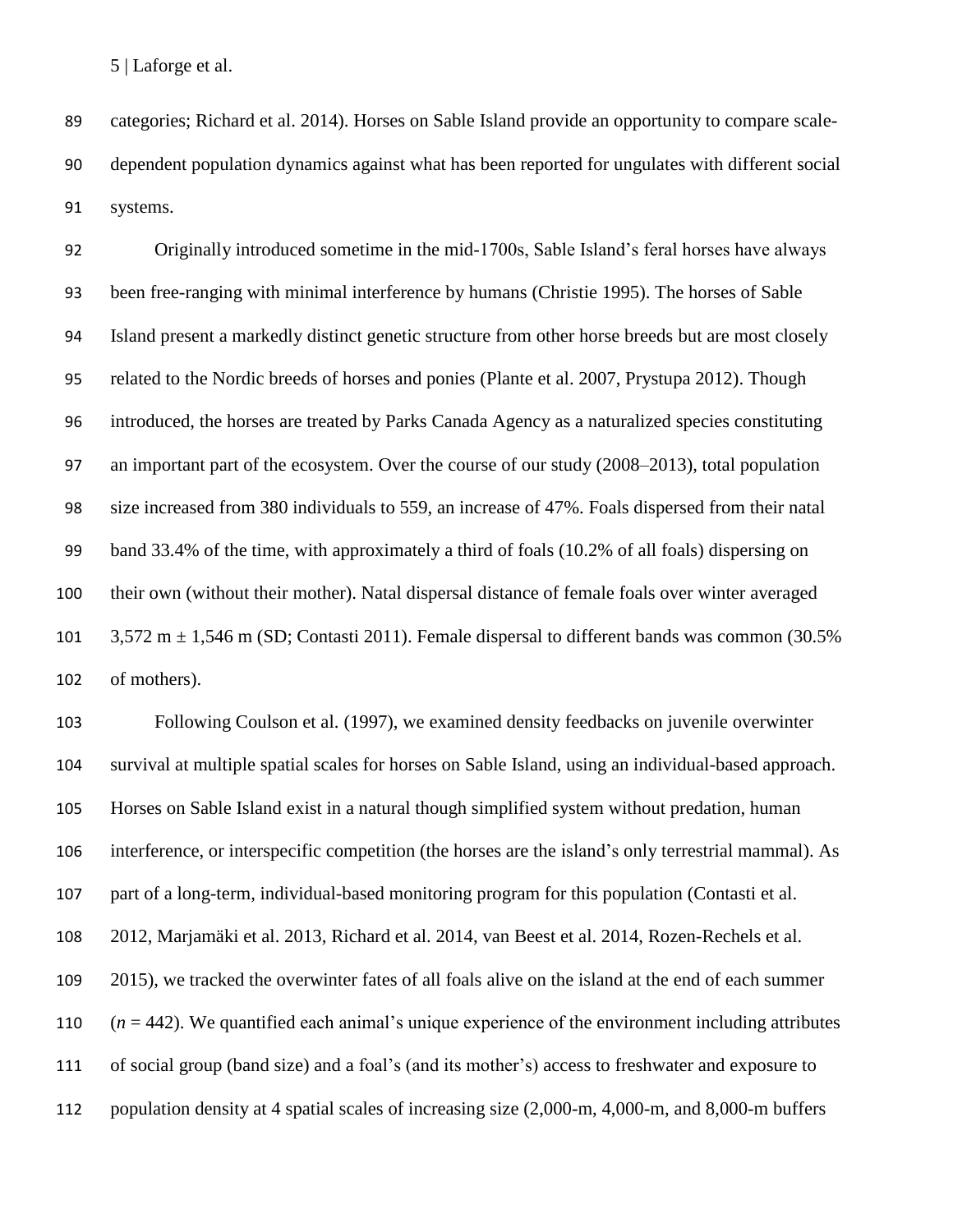categories; Richard et al. 2014). Horses on Sable Island provide an opportunity to compare scale-dependent population dynamics against what has been reported for ungulates with different social systems.

Originally introduced sometime in the mid-1700s, Sable Island's feral horses have always been free-ranging with minimal interference by humans (Christie 1995). The horses of Sable Island present a markedly distinct genetic structure from other horse breeds but are most closely related to the Nordic breeds of horses and ponies (Plante et al. 2007, Prystupa 2012). Though introduced, the horses are treated by Parks Canada Agency as a naturalized species constituting an important part of the ecosystem. Over the course of our study (2008–2013), total population size increased from 380 individuals to 559, an increase of 47%. Foals dispersed from their natal band 33.4% of the time, with approximately a third of foals (10.2% of all foals) dispersing on their own (without their mother). Natal dispersal distance of female foals over winter averaged 3,572 m ± 1,546 m (SD; Contasti 2011). Female dispersal to different bands was common (30.5% of mothers).

Following Coulson et al. (1997), we examined density feedbacks on juvenile overwinter survival at multiple spatial scales for horses on Sable Island, using an individual-based approach. Horses on Sable Island exist in a natural though simplified system without predation, human interference, or interspecific competition (the horses are the island's only terrestrial mammal). As part of a long-term, individual-based monitoring program for this population (Contasti et al. 2012, Marjamäki et al. 2013, Richard et al. 2014, van Beest et al. 2014, Rozen-Rechels et al. 2015), we tracked the overwinter fates of all foals alive on the island at the end of each summer ($n$ = 442). We quantified each animal's unique experience of the environment including attributes of social group (band size) and a foal's (and its mother's) access to freshwater and exposure to population density at 4 spatial scales of increasing size (2,000-m, 4,000-m, and 8,000-m buffers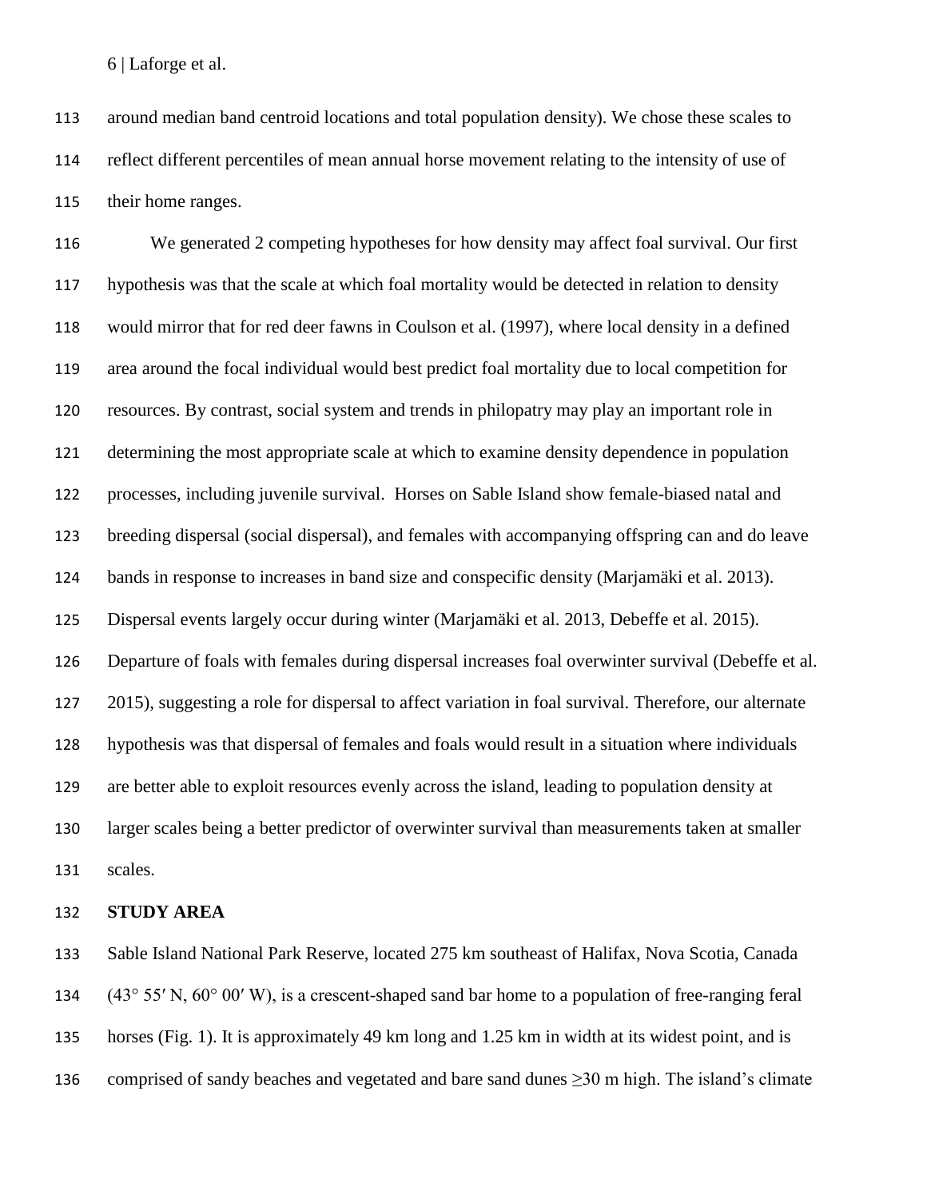around median band centroid locations and total population density). We chose these scales to reflect different percentiles of mean annual horse movement relating to the intensity of use of their home ranges.

We generated 2 competing hypotheses for how density may affect foal survival. Our first hypothesis was that the scale at which foal mortality would be detected in relation to density would mirror that for red deer fawns in Coulson et al. (1997), where local density in a defined area around the focal individual would best predict foal mortality due to local competition for resources. By contrast, social system and trends in philopatry may play an important role in determining the most appropriate scale at which to examine density dependence in population processes, including juvenile survival. Horses on Sable Island show female-biased natal and breeding dispersal (social dispersal), and females with accompanying offspring can and do leave bands in response to increases in band size and conspecific density (Marjamäki et al. 2013). Dispersal events largely occur during winter (Marjamäki et al. 2013, Debeffe et al. 2015). Departure of foals with females during dispersal increases foal overwinter survival (Debeffe et al. 2015), suggesting a role for dispersal to affect variation in foal survival. Therefore, our alternate hypothesis was that dispersal of females and foals would result in a situation where individuals are better able to exploit resources evenly across the island, leading to population density at larger scales being a better predictor of overwinter survival than measurements taken at smaller scales.

## STUDY AREA

Sable Island National Park Reserve, located 275 km southeast of Halifax, Nova Scotia, Canada (43° 55′ N, 60° 00′ W), is a crescent-shaped sand bar home to a population of free-ranging feral horses (Fig. 1). It is approximately 49 km long and 1.25 km in width at its widest point, and is comprised of sandy beaches and vegetated and bare sand dunes ≥30 m high. The island's climate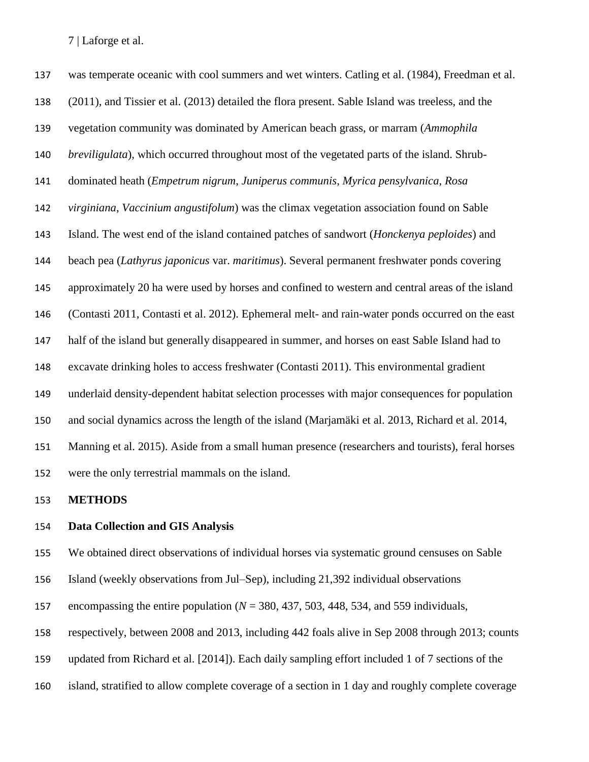was temperate oceanic with cool summers and wet winters. Catling et al. (1984), Freedman et al. (2011), and Tissier et al. (2013) detailed the flora present. Sable Island was treeless, and the vegetation community was dominated by American beach grass, or marram (*Ammophila breviligulata*), which occurred throughout most of the vegetated parts of the island. Shrub-dominated heath (*Empetrum nigrum*, *Juniperus communis*, *Myrica pensylvanica*, *Rosa virginiana*, *Vaccinium angustifolum*) was the climax vegetation association found on Sable Island. The west end of the island contained patches of sandwort (*Honckenya peploides*) and beach pea (*Lathyrus japonicus* var. *maritimus*). Several permanent freshwater ponds covering approximately 20 ha were used by horses and confined to western and central areas of the island (Contasti 2011, Contasti et al. 2012). Ephemeral melt- and rain-water ponds occurred on the east half of the island but generally disappeared in summer, and horses on east Sable Island had to excavate drinking holes to access freshwater (Contasti 2011). This environmental gradient underlaid density-dependent habitat selection processes with major consequences for population and social dynamics across the length of the island (Marjamäki et al. 2013, Richard et al. 2014, Manning et al. 2015). Aside from a small human presence (researchers and tourists), feral horses were the only terrestrial mammals on the island.

## METHODS

### Data Collection and GIS Analysis

We obtained direct observations of individual horses via systematic ground censuses on Sable Island (weekly observations from Jul–Sep), including 21,392 individual observations encompassing the entire population ($N$ = 380, 437, 503, 448, 534, and 559 individuals, respectively, between 2008 and 2013, including 442 foals alive in Sep 2008 through 2013; counts updated from Richard et al. [2014]). Each daily sampling effort included 1 of 7 sections of the island, stratified to allow complete coverage of a section in 1 day and roughly complete coverage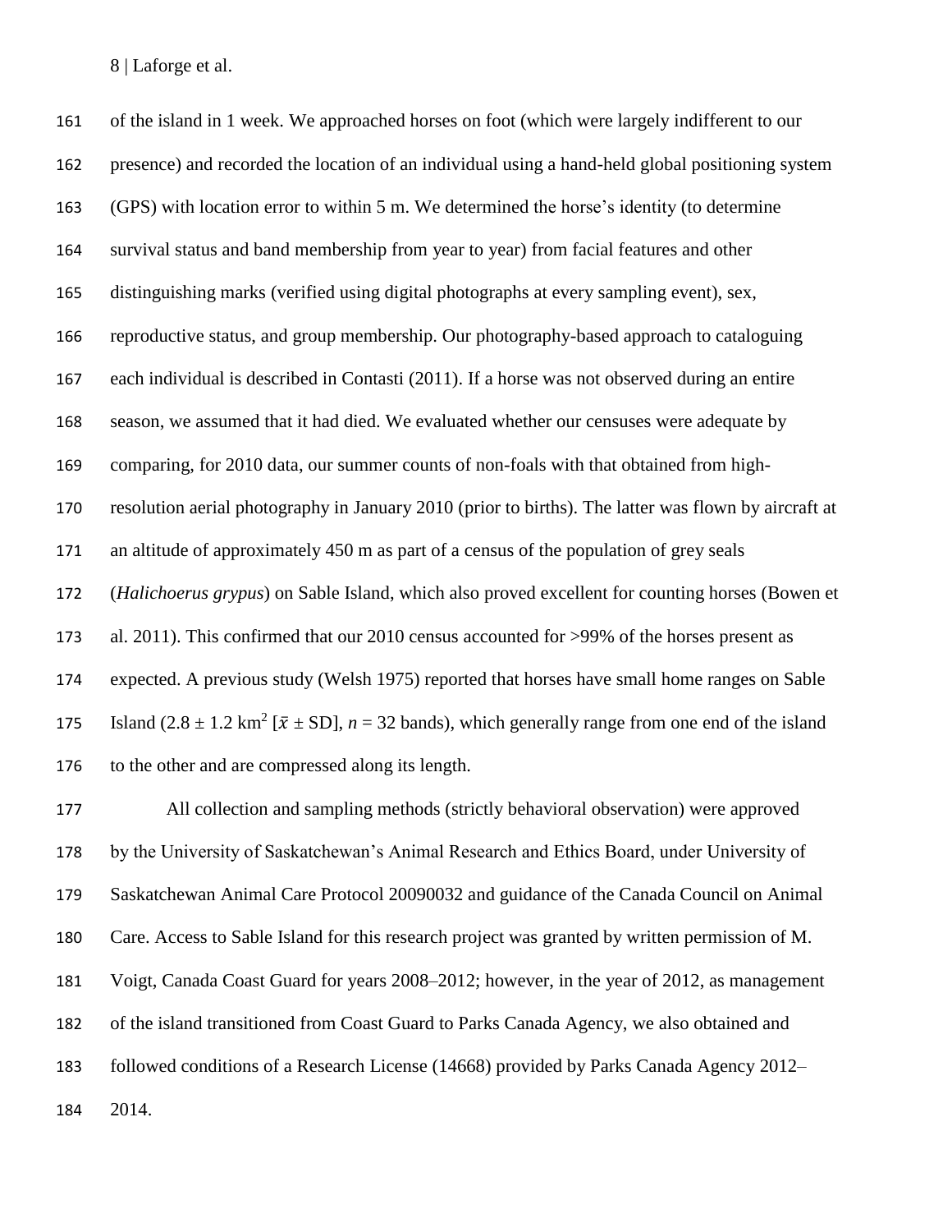of the island in 1 week. We approached horses on foot (which were largely indifferent to our presence) and recorded the location of an individual using a hand-held global positioning system (GPS) with location error to within 5 m. We determined the horse's identity (to determine survival status and band membership from year to year) from facial features and other distinguishing marks (verified using digital photographs at every sampling event), sex, reproductive status, and group membership. Our photography-based approach to cataloguing each individual is described in Contasti (2011). If a horse was not observed during an entire season, we assumed that it had died. We evaluated whether our censuses were adequate by comparing, for 2010 data, our summer counts of non-foals with that obtained from high-resolution aerial photography in January 2010 (prior to births). The latter was flown by aircraft at an altitude of approximately 450 m as part of a census of the population of grey seals (*Halichoerus grypus*) on Sable Island, which also proved excellent for counting horses (Bowen et al. 2011). This confirmed that our 2010 census accounted for >99% of the horses present as expected. A previous study (Welsh 1975) reported that horses have small home ranges on Sable Island ($2.8 \pm 1.2$ km$^2$ [$\bar{x} \pm$ SD], $n = 32$ bands), which generally range from one end of the island to the other and are compressed along its length.

All collection and sampling methods (strictly behavioral observation) were approved by the University of Saskatchewan's Animal Research and Ethics Board, under University of Saskatchewan Animal Care Protocol 20090032 and guidance of the Canada Council on Animal Care. Access to Sable Island for this research project was granted by written permission of M. Voigt, Canada Coast Guard for years 2008–2012; however, in the year of 2012, as management of the island transitioned from Coast Guard to Parks Canada Agency, we also obtained and followed conditions of a Research License (14668) provided by Parks Canada Agency 2012–2014.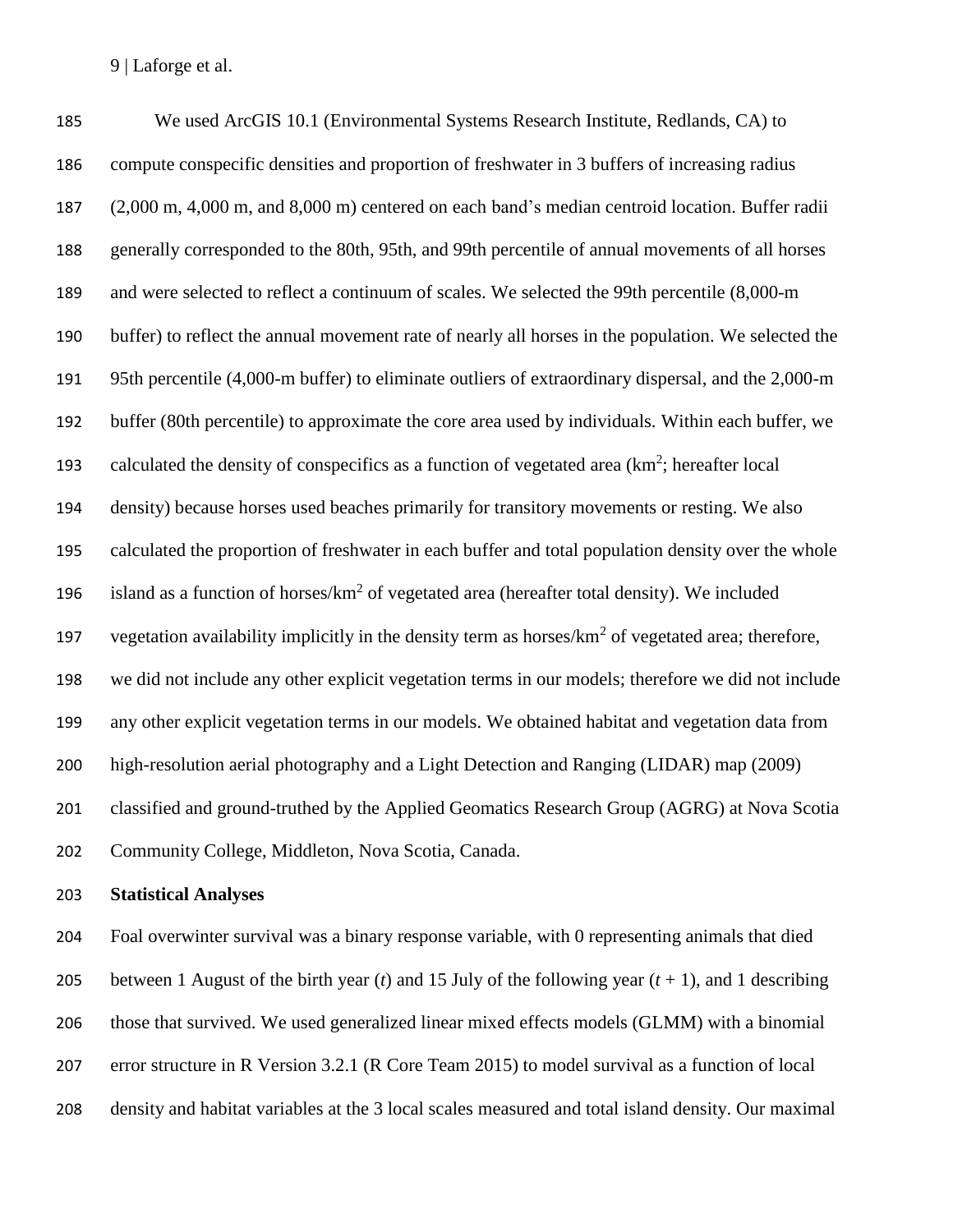We used ArcGIS 10.1 (Environmental Systems Research Institute, Redlands, CA) to compute conspecific densities and proportion of freshwater in 3 buffers of increasing radius (2,000 m, 4,000 m, and 8,000 m) centered on each band's median centroid location. Buffer radii generally corresponded to the 80th, 95th, and 99th percentile of annual movements of all horses and were selected to reflect a continuum of scales. We selected the 99th percentile (8,000-m buffer) to reflect the annual movement rate of nearly all horses in the population. We selected the 95th percentile (4,000-m buffer) to eliminate outliers of extraordinary dispersal, and the 2,000-m buffer (80th percentile) to approximate the core area used by individuals. Within each buffer, we calculated the density of conspecifics as a function of vegetated area ($km^2$; hereafter local density) because horses used beaches primarily for transitory movements or resting. We also calculated the proportion of freshwater in each buffer and total population density over the whole island as a function of horses/$km^2$ of vegetated area (hereafter total density). We included vegetation availability implicitly in the density term as horses/$km^2$ of vegetated area; therefore, we did not include any other explicit vegetation terms in our models; therefore we did not include any other explicit vegetation terms in our models. We obtained habitat and vegetation data from high-resolution aerial photography and a Light Detection and Ranging (LIDAR) map (2009) classified and ground-truthed by the Applied Geomatics Research Group (AGRG) at Nova Scotia Community College, Middleton, Nova Scotia, Canada.

**Statistical Analyses**

Foal overwinter survival was a binary response variable, with 0 representing animals that died between 1 August of the birth year ($t$) and 15 July of the following year ($t + 1$), and 1 describing those that survived. We used generalized linear mixed effects models (GLMM) with a binomial error structure in R Version 3.2.1 (R Core Team 2015) to model survival as a function of local density and habitat variables at the 3 local scales measured and total island density. Our maximal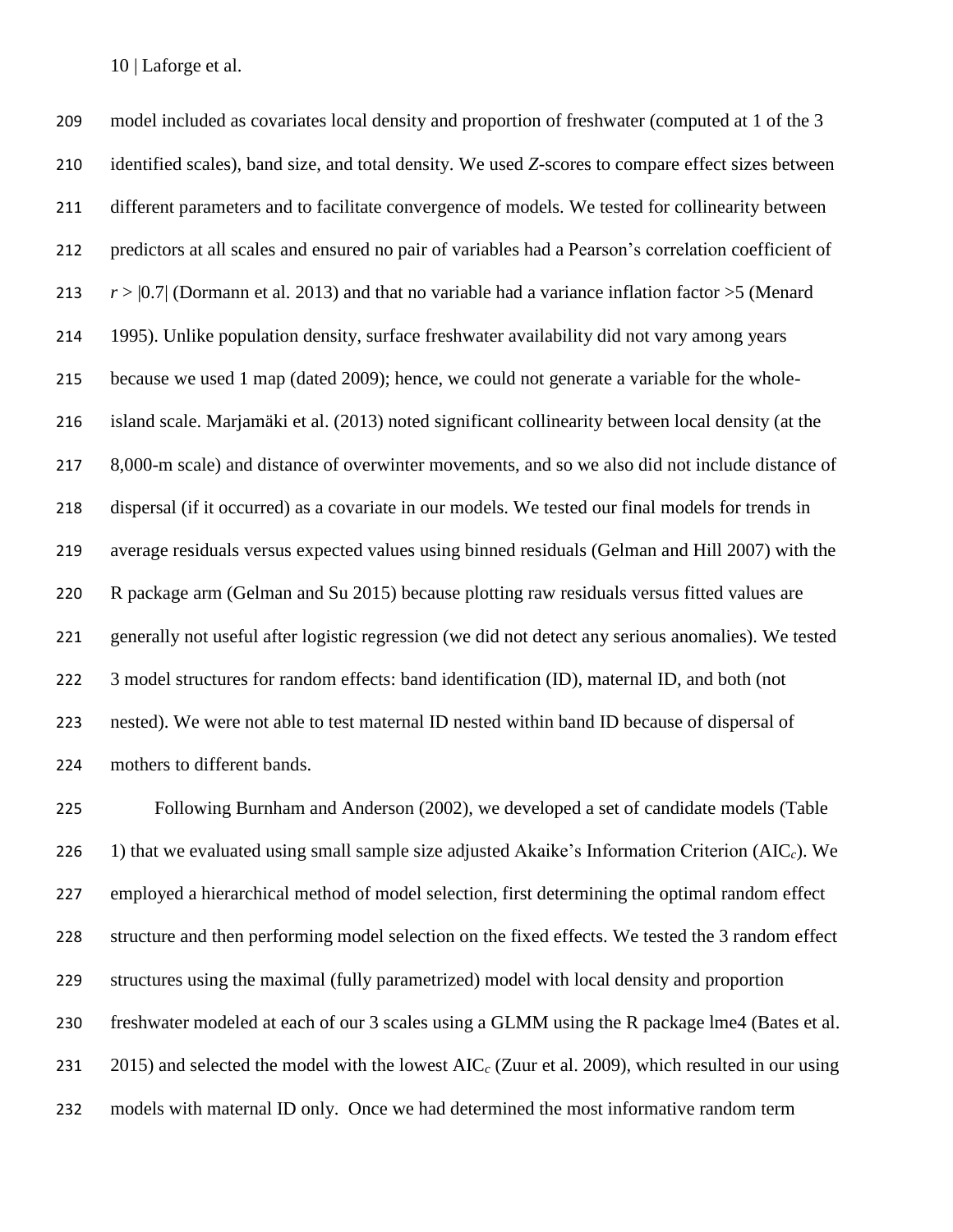model included as covariates local density and proportion of freshwater (computed at 1 of the 3 identified scales), band size, and total density. We used *Z*-scores to compare effect sizes between different parameters and to facilitate convergence of models. We tested for collinearity between predictors at all scales and ensured no pair of variables had a Pearson's correlation coefficient of $r > |0.7|$ (Dormann et al. 2013) and that no variable had a variance inflation factor >5 (Menard 1995). Unlike population density, surface freshwater availability did not vary among years because we used 1 map (dated 2009); hence, we could not generate a variable for the whole-island scale. Marjamäki et al. (2013) noted significant collinearity between local density (at the 8,000-m scale) and distance of overwinter movements, and so we also did not include distance of dispersal (if it occurred) as a covariate in our models. We tested our final models for trends in average residuals versus expected values using binned residuals (Gelman and Hill 2007) with the R package arm (Gelman and Su 2015) because plotting raw residuals versus fitted values are generally not useful after logistic regression (we did not detect any serious anomalies). We tested 3 model structures for random effects: band identification (ID), maternal ID, and both (not nested). We were not able to test maternal ID nested within band ID because of dispersal of mothers to different bands.

Following Burnham and Anderson (2002), we developed a set of candidate models (Table 1) that we evaluated using small sample size adjusted Akaike's Information Criterion ($AIC_c$). We employed a hierarchical method of model selection, first determining the optimal random effect structure and then performing model selection on the fixed effects. We tested the 3 random effect structures using the maximal (fully parametrized) model with local density and proportion freshwater modeled at each of our 3 scales using a GLMM using the R package lme4 (Bates et al. 2015) and selected the model with the lowest $AIC_c$ (Zuur et al. 2009), which resulted in our using models with maternal ID only. Once we had determined the most informative random term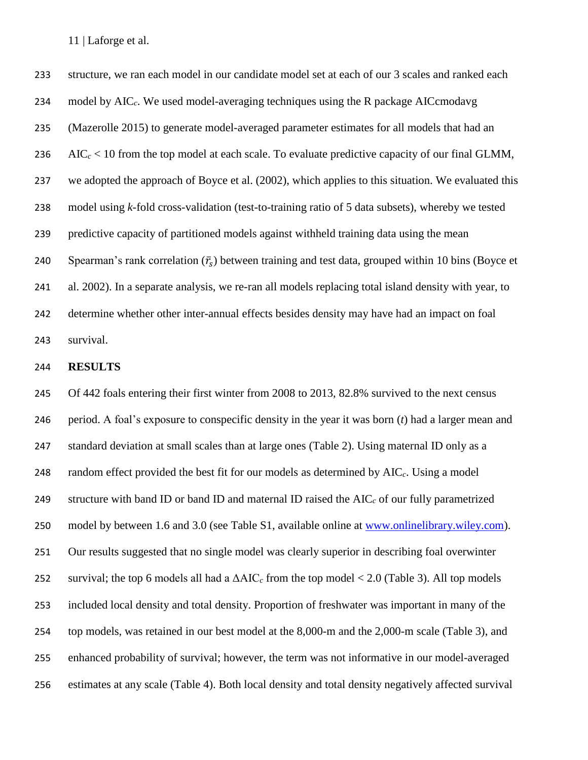structure, we ran each model in our candidate model set at each of our 3 scales and ranked each model by $AIC_c$. We used model-averaging techniques using the R package AICcmodavg (Mazerolle 2015) to generate model-averaged parameter estimates for all models that had an $AIC_c < 10$ from the top model at each scale. To evaluate predictive capacity of our final GLMM, we adopted the approach of Boyce et al. (2002), which applies to this situation. We evaluated this model using *k*-fold cross-validation (test-to-training ratio of 5 data subsets), whereby we tested predictive capacity of partitioned models against withheld training data using the mean Spearman's rank correlation ($\bar{r}_s$) between training and test data, grouped within 10 bins (Boyce et al. 2002). In a separate analysis, we re-ran all models replacing total island density with year, to determine whether other inter-annual effects besides density may have had an impact on foal survival.

## RESULTS

Of 442 foals entering their first winter from 2008 to 2013, 82.8% survived to the next census period. A foal's exposure to conspecific density in the year it was born (*t*) had a larger mean and standard deviation at small scales than at large ones (Table 2). Using maternal ID only as a random effect provided the best fit for our models as determined by $AIC_c$. Using a model structure with band ID or band ID and maternal ID raised the $AIC_c$ of our fully parametrized model by between 1.6 and 3.0 (see Table S1, available online at www.onlinelibrary.wiley.com). Our results suggested that no single model was clearly superior in describing foal overwinter survival; the top 6 models all had a $\Delta AIC_c$ from the top model < 2.0 (Table 3). All top models included local density and total density. Proportion of freshwater was important in many of the top models, was retained in our best model at the 8,000-m and the 2,000-m scale (Table 3), and enhanced probability of survival; however, the term was not informative in our model-averaged estimates at any scale (Table 4). Both local density and total density negatively affected survival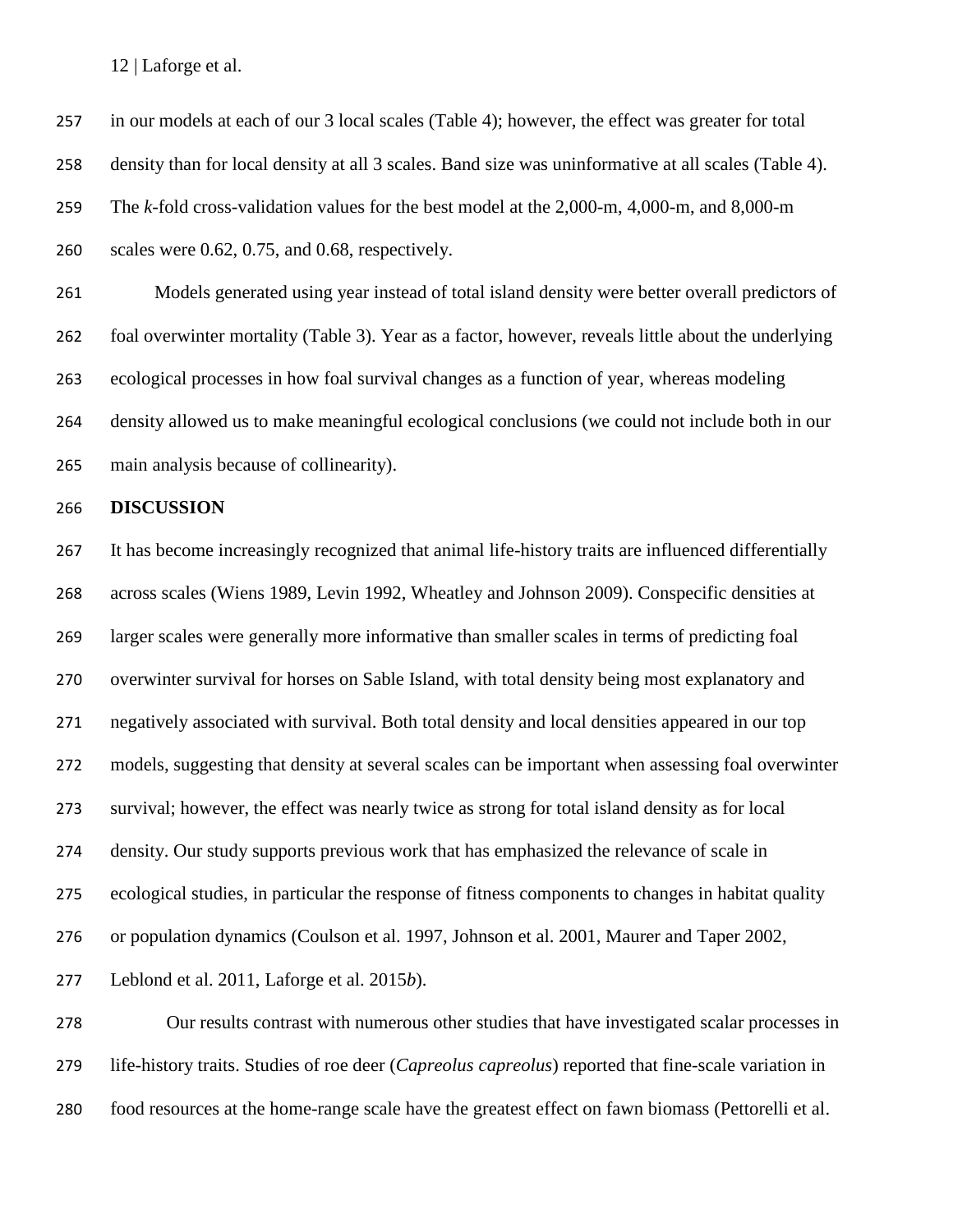in our models at each of our 3 local scales (Table 4); however, the effect was greater for total density than for local density at all 3 scales. Band size was uninformative at all scales (Table 4). The *k*-fold cross-validation values for the best model at the 2,000-m, 4,000-m, and 8,000-m scales were 0.62, 0.75, and 0.68, respectively.

Models generated using year instead of total island density were better overall predictors of foal overwinter mortality (Table 3). Year as a factor, however, reveals little about the underlying ecological processes in how foal survival changes as a function of year, whereas modeling density allowed us to make meaningful ecological conclusions (we could not include both in our main analysis because of collinearity).

## DISCUSSION

It has become increasingly recognized that animal life-history traits are influenced differentially across scales (Wiens 1989, Levin 1992, Wheatley and Johnson 2009). Conspecific densities at larger scales were generally more informative than smaller scales in terms of predicting foal overwinter survival for horses on Sable Island, with total density being most explanatory and negatively associated with survival. Both total density and local densities appeared in our top models, suggesting that density at several scales can be important when assessing foal overwinter survival; however, the effect was nearly twice as strong for total island density as for local density. Our study supports previous work that has emphasized the relevance of scale in ecological studies, in particular the response of fitness components to changes in habitat quality or population dynamics (Coulson et al. 1997, Johnson et al. 2001, Maurer and Taper 2002, Leblond et al. 2011, Laforge et al. 2015*b*).

Our results contrast with numerous other studies that have investigated scalar processes in life-history traits. Studies of roe deer (*Capreolus capreolus*) reported that fine-scale variation in food resources at the home-range scale have the greatest effect on fawn biomass (Pettorelli et al.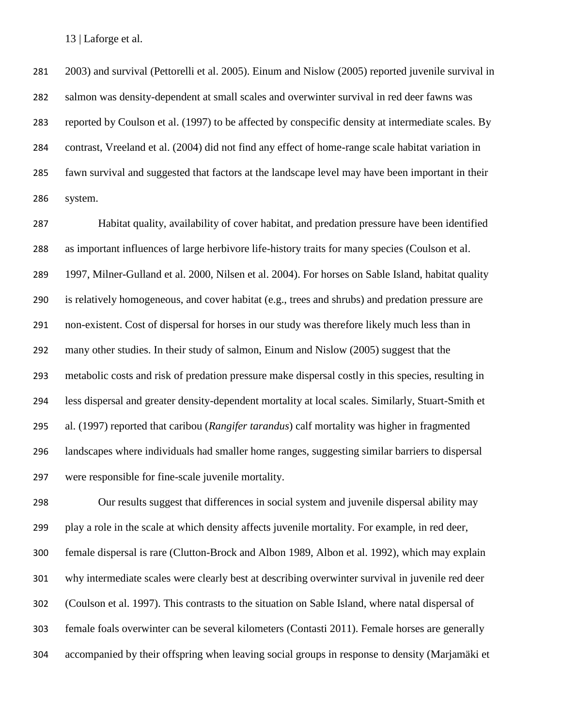2003) and survival (Pettorelli et al. 2005). Einum and Nislow (2005) reported juvenile survival in salmon was density-dependent at small scales and overwinter survival in red deer fawns was reported by Coulson et al. (1997) to be affected by conspecific density at intermediate scales. By contrast, Vreeland et al. (2004) did not find any effect of home-range scale habitat variation in fawn survival and suggested that factors at the landscape level may have been important in their system.

Habitat quality, availability of cover habitat, and predation pressure have been identified as important influences of large herbivore life-history traits for many species (Coulson et al. 1997, Milner-Gulland et al. 2000, Nilsen et al. 2004). For horses on Sable Island, habitat quality is relatively homogeneous, and cover habitat (e.g., trees and shrubs) and predation pressure are non-existent. Cost of dispersal for horses in our study was therefore likely much less than in many other studies. In their study of salmon, Einum and Nislow (2005) suggest that the metabolic costs and risk of predation pressure make dispersal costly in this species, resulting in less dispersal and greater density-dependent mortality at local scales. Similarly, Stuart-Smith et al. (1997) reported that caribou (*Rangifer tarandus*) calf mortality was higher in fragmented landscapes where individuals had smaller home ranges, suggesting similar barriers to dispersal were responsible for fine-scale juvenile mortality.

Our results suggest that differences in social system and juvenile dispersal ability may play a role in the scale at which density affects juvenile mortality. For example, in red deer, female dispersal is rare (Clutton-Brock and Albon 1989, Albon et al. 1992), which may explain why intermediate scales were clearly best at describing overwinter survival in juvenile red deer (Coulson et al. 1997). This contrasts to the situation on Sable Island, where natal dispersal of female foals overwinter can be several kilometers (Contasti 2011). Female horses are generally accompanied by their offspring when leaving social groups in response to density (Marjamäki et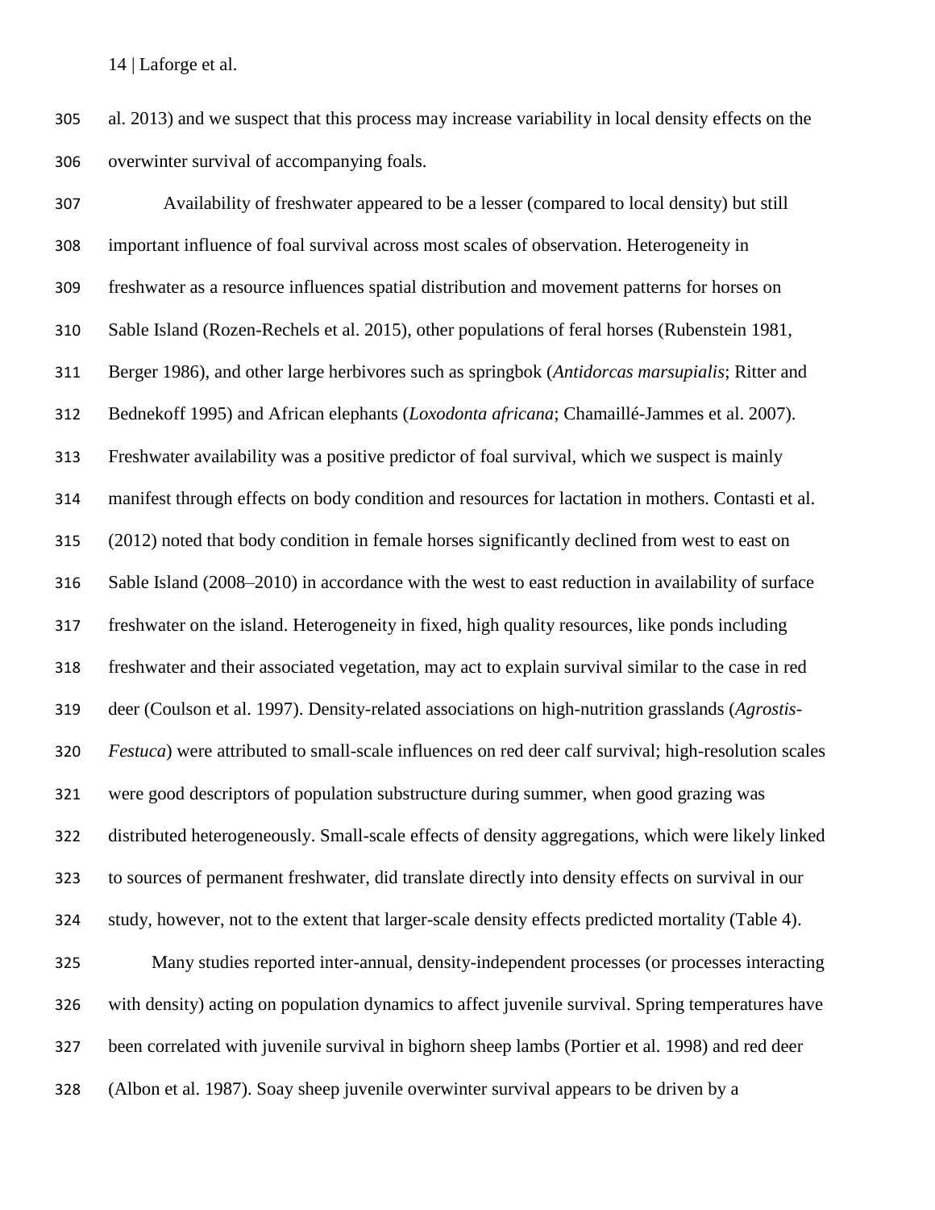al. 2013) and we suspect that this process may increase variability in local density effects on the overwinter survival of accompanying foals.

Availability of freshwater appeared to be a lesser (compared to local density) but still important influence of foal survival across most scales of observation. Heterogeneity in freshwater as a resource influences spatial distribution and movement patterns for horses on Sable Island (Rozen-Rechels et al. 2015), other populations of feral horses (Rubenstein 1981, Berger 1986), and other large herbivores such as springbok (*Antidorcas marsupialis*; Ritter and Bednekoff 1995) and African elephants (*Loxodonta africana*; Chamaillé-Jammes et al. 2007). Freshwater availability was a positive predictor of foal survival, which we suspect is mainly manifest through effects on body condition and resources for lactation in mothers. Contasti et al. (2012) noted that body condition in female horses significantly declined from west to east on Sable Island (2008–2010) in accordance with the west to east reduction in availability of surface freshwater on the island. Heterogeneity in fixed, high quality resources, like ponds including freshwater and their associated vegetation, may act to explain survival similar to the case in red deer (Coulson et al. 1997). Density-related associations on high-nutrition grasslands (*Agrostis-Festuca*) were attributed to small-scale influences on red deer calf survival; high-resolution scales were good descriptors of population substructure during summer, when good grazing was distributed heterogeneously. Small-scale effects of density aggregations, which were likely linked to sources of permanent freshwater, did translate directly into density effects on survival in our study, however, not to the extent that larger-scale density effects predicted mortality (Table 4).

Many studies reported inter-annual, density-independent processes (or processes interacting with density) acting on population dynamics to affect juvenile survival. Spring temperatures have been correlated with juvenile survival in bighorn sheep lambs (Portier et al. 1998) and red deer (Albon et al. 1987). Soay sheep juvenile overwinter survival appears to be driven by a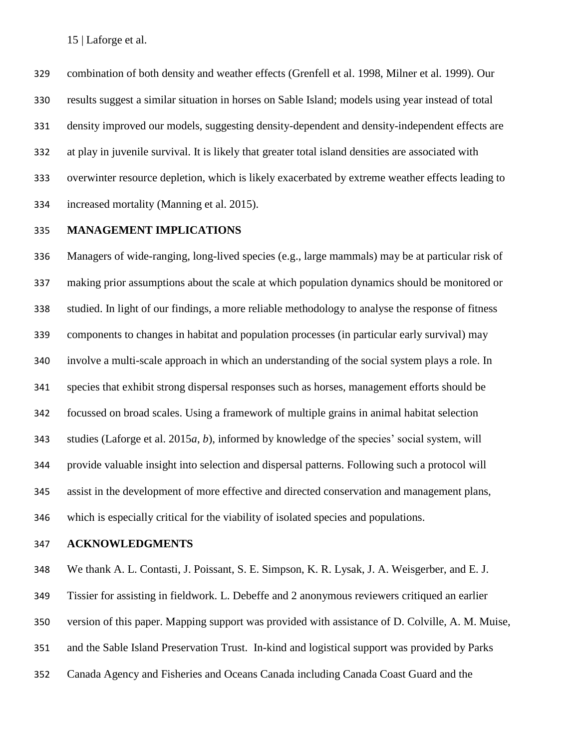combination of both density and weather effects (Grenfell et al. 1998, Milner et al. 1999). Our results suggest a similar situation in horses on Sable Island; models using year instead of total density improved our models, suggesting density-dependent and density-independent effects are at play in juvenile survival. It is likely that greater total island densities are associated with overwinter resource depletion, which is likely exacerbated by extreme weather effects leading to increased mortality (Manning et al. 2015).

## MANAGEMENT IMPLICATIONS

Managers of wide-ranging, long-lived species (e.g., large mammals) may be at particular risk of making prior assumptions about the scale at which population dynamics should be monitored or studied. In light of our findings, a more reliable methodology to analyse the response of fitness components to changes in habitat and population processes (in particular early survival) may involve a multi-scale approach in which an understanding of the social system plays a role. In species that exhibit strong dispersal responses such as horses, management efforts should be focussed on broad scales. Using a framework of multiple grains in animal habitat selection studies (Laforge et al. 2015*a*, *b*), informed by knowledge of the species' social system, will provide valuable insight into selection and dispersal patterns. Following such a protocol will assist in the development of more effective and directed conservation and management plans, which is especially critical for the viability of isolated species and populations.

## ACKNOWLEDGMENTS

We thank A. L. Contasti, J. Poissant, S. E. Simpson, K. R. Lysak, J. A. Weisgerber, and E. J. Tissier for assisting in fieldwork. L. Debeffe and 2 anonymous reviewers critiqued an earlier version of this paper. Mapping support was provided with assistance of D. Colville, A. M. Muise, and the Sable Island Preservation Trust. In-kind and logistical support was provided by Parks Canada Agency and Fisheries and Oceans Canada including Canada Coast Guard and the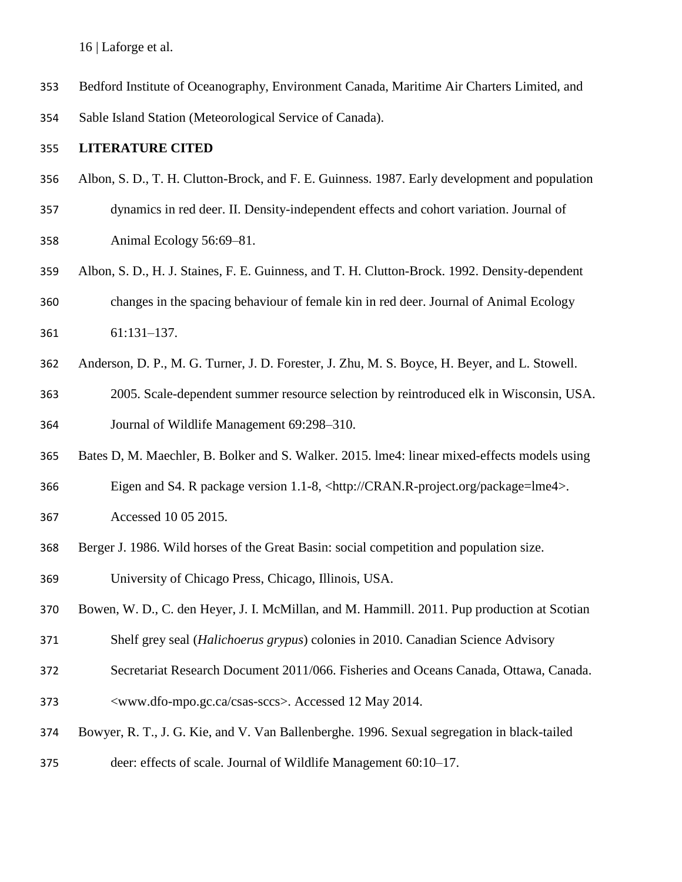Bedford Institute of Oceanography, Environment Canada, Maritime Air Charters Limited, and Sable Island Station (Meteorological Service of Canada).

## LITERATURE CITED

Albon, S. D., T. H. Clutton-Brock, and F. E. Guinness. 1987. Early development and population dynamics in red deer. II. Density-independent effects and cohort variation. Journal of Animal Ecology 56:69–81.

Albon, S. D., H. J. Staines, F. E. Guinness, and T. H. Clutton-Brock. 1992. Density-dependent changes in the spacing behaviour of female kin in red deer. Journal of Animal Ecology 61:131–137.

Anderson, D. P., M. G. Turner, J. D. Forester, J. Zhu, M. S. Boyce, H. Beyer, and L. Stowell. 2005. Scale-dependent summer resource selection by reintroduced elk in Wisconsin, USA. Journal of Wildlife Management 69:298–310.

Bates D, M. Maechler, B. Bolker and S. Walker. 2015. lme4: linear mixed-effects models using Eigen and S4. R package version 1.1-8, <http://CRAN.R-project.org/package=lme4>. Accessed 10 05 2015.

Berger J. 1986. Wild horses of the Great Basin: social competition and population size. University of Chicago Press, Chicago, Illinois, USA.

Bowen, W. D., C. den Heyer, J. I. McMillan, and M. Hammill. 2011. Pup production at Scotian Shelf grey seal (*Halichoerus grypus*) colonies in 2010. Canadian Science Advisory Secretariat Research Document 2011/066. Fisheries and Oceans Canada, Ottawa, Canada. <www.dfo-mpo.gc.ca/csas-sccs>. Accessed 12 May 2014.

Bowyer, R. T., J. G. Kie, and V. Van Ballenberghe. 1996. Sexual segregation in black-tailed deer: effects of scale. Journal of Wildlife Management 60:10–17.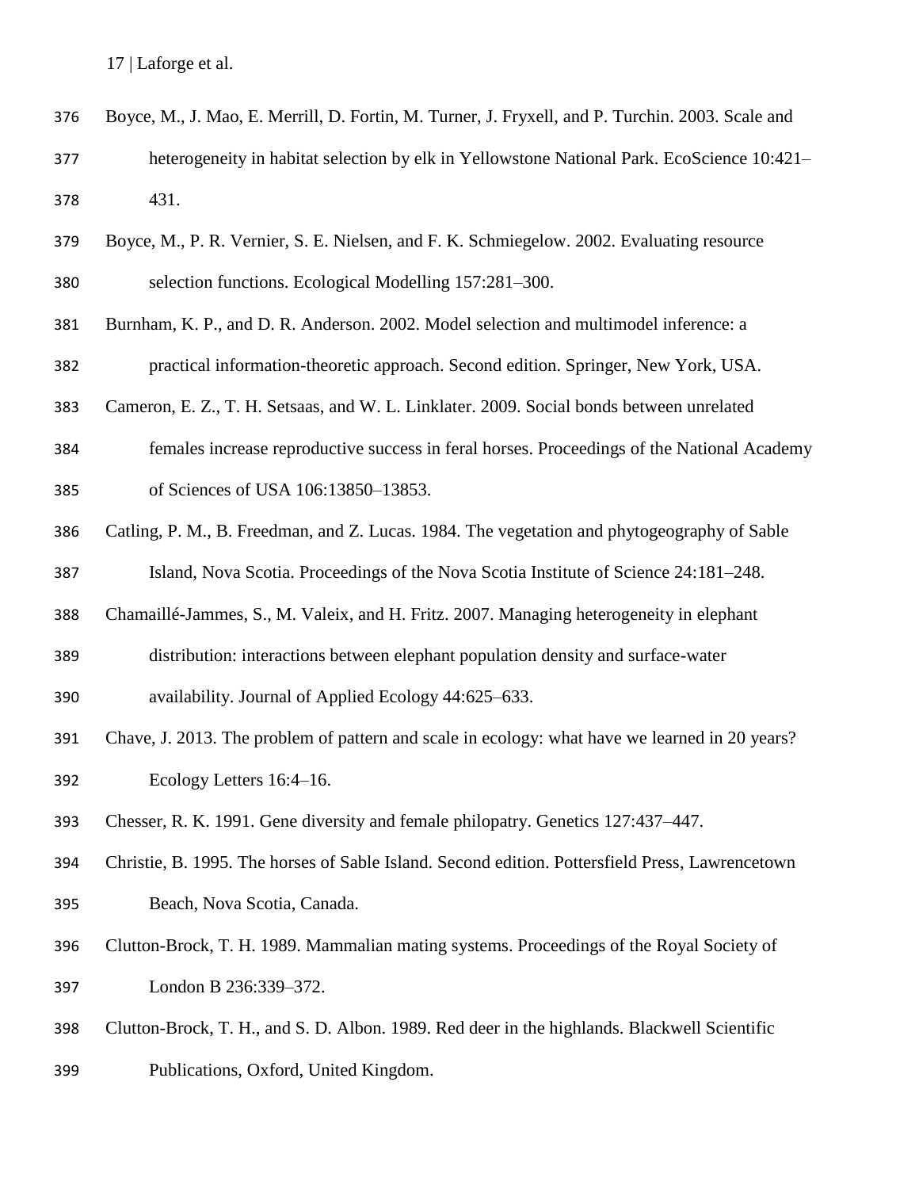Boyce, M., J. Mao, E. Merrill, D. Fortin, M. Turner, J. Fryxell, and P. Turchin. 2003. Scale and heterogeneity in habitat selection by elk in Yellowstone National Park. EcoScience 10:421–431.

Boyce, M., P. R. Vernier, S. E. Nielsen, and F. K. Schmiegelow. 2002. Evaluating resource selection functions. Ecological Modelling 157:281–300.

Burnham, K. P., and D. R. Anderson. 2002. Model selection and multimodel inference: a practical information-theoretic approach. Second edition. Springer, New York, USA.

Cameron, E. Z., T. H. Setsaas, and W. L. Linklater. 2009. Social bonds between unrelated females increase reproductive success in feral horses. Proceedings of the National Academy of Sciences of USA 106:13850–13853.

Catling, P. M., B. Freedman, and Z. Lucas. 1984. The vegetation and phytogeography of Sable Island, Nova Scotia. Proceedings of the Nova Scotia Institute of Science 24:181–248.

Chamaillé-Jammes, S., M. Valeix, and H. Fritz. 2007. Managing heterogeneity in elephant distribution: interactions between elephant population density and surface-water availability. Journal of Applied Ecology 44:625–633.

Chave, J. 2013. The problem of pattern and scale in ecology: what have we learned in 20 years? Ecology Letters 16:4–16.

Chesser, R. K. 1991. Gene diversity and female philopatry. Genetics 127:437–447.

Christie, B. 1995. The horses of Sable Island. Second edition. Pottersfield Press, Lawrencetown Beach, Nova Scotia, Canada.

Clutton-Brock, T. H. 1989. Mammalian mating systems. Proceedings of the Royal Society of London B 236:339–372.

Clutton-Brock, T. H., and S. D. Albon. 1989. Red deer in the highlands. Blackwell Scientific Publications, Oxford, United Kingdom.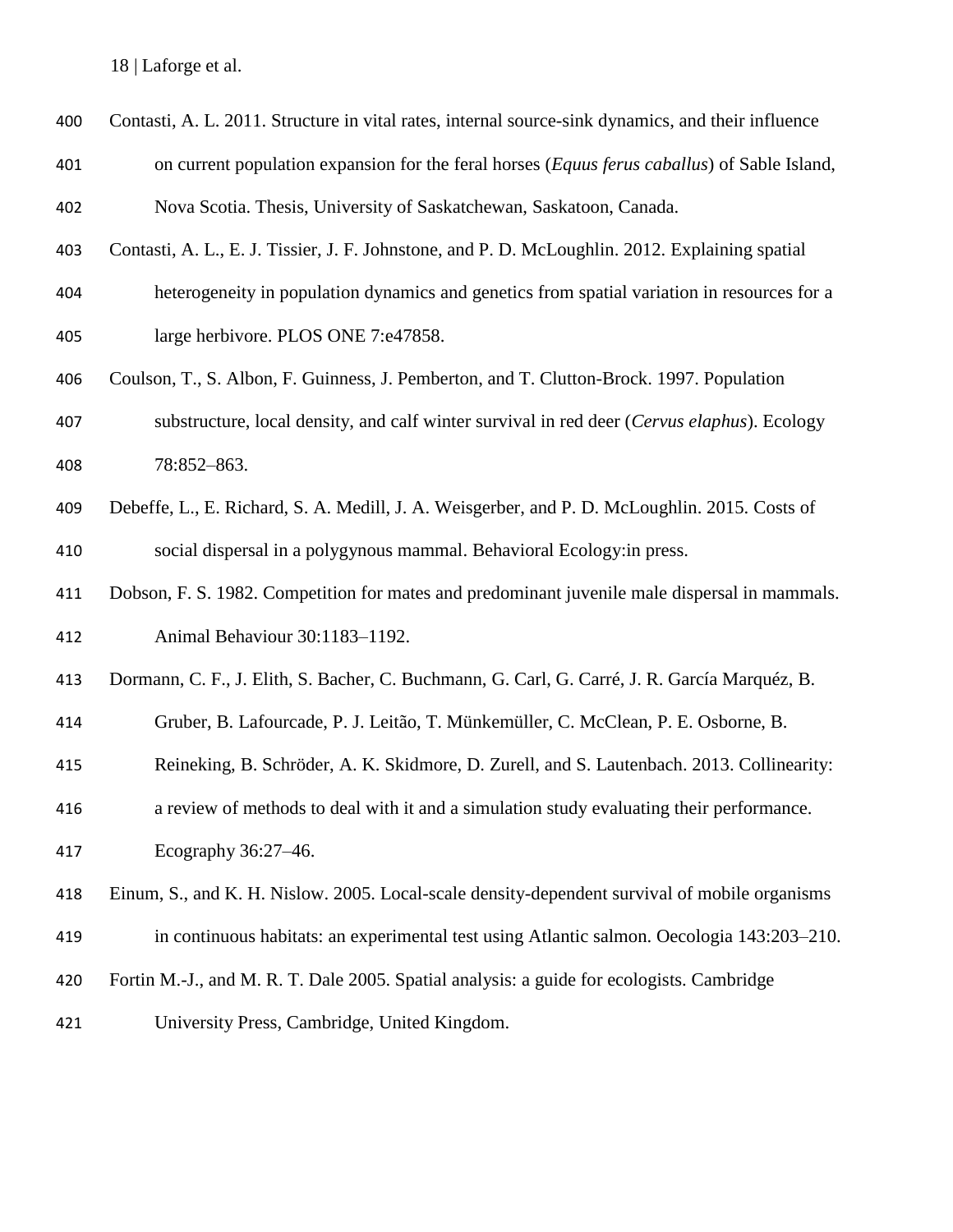Contasti, A. L. 2011. Structure in vital rates, internal source-sink dynamics, and their influence on current population expansion for the feral horses (*Equus ferus caballus*) of Sable Island, Nova Scotia. Thesis, University of Saskatchewan, Saskatoon, Canada.

Contasti, A. L., E. J. Tissier, J. F. Johnstone, and P. D. McLoughlin. 2012. Explaining spatial heterogeneity in population dynamics and genetics from spatial variation in resources for a large herbivore. PLOS ONE 7:e47858.

Coulson, T., S. Albon, F. Guinness, J. Pemberton, and T. Clutton-Brock. 1997. Population substructure, local density, and calf winter survival in red deer (*Cervus elaphus*). Ecology 78:852–863.

Debeffe, L., E. Richard, S. A. Medill, J. A. Weisgerber, and P. D. McLoughlin. 2015. Costs of social dispersal in a polygynous mammal. Behavioral Ecology:in press.

Dobson, F. S. 1982. Competition for mates and predominant juvenile male dispersal in mammals. Animal Behaviour 30:1183–1192.

Dormann, C. F., J. Elith, S. Bacher, C. Buchmann, G. Carl, G. Carré, J. R. García Marquéz, B. Gruber, B. Lafourcade, P. J. Leitão, T. Münkemüller, C. McClean, P. E. Osborne, B. Reineking, B. Schröder, A. K. Skidmore, D. Zurell, and S. Lautenbach. 2013. Collinearity: a review of methods to deal with it and a simulation study evaluating their performance. Ecography 36:27–46.

Einum, S., and K. H. Nislow. 2005. Local-scale density-dependent survival of mobile organisms in continuous habitats: an experimental test using Atlantic salmon. Oecologia 143:203–210.

Fortin M.-J., and M. R. T. Dale 2005. Spatial analysis: a guide for ecologists. Cambridge University Press, Cambridge, United Kingdom.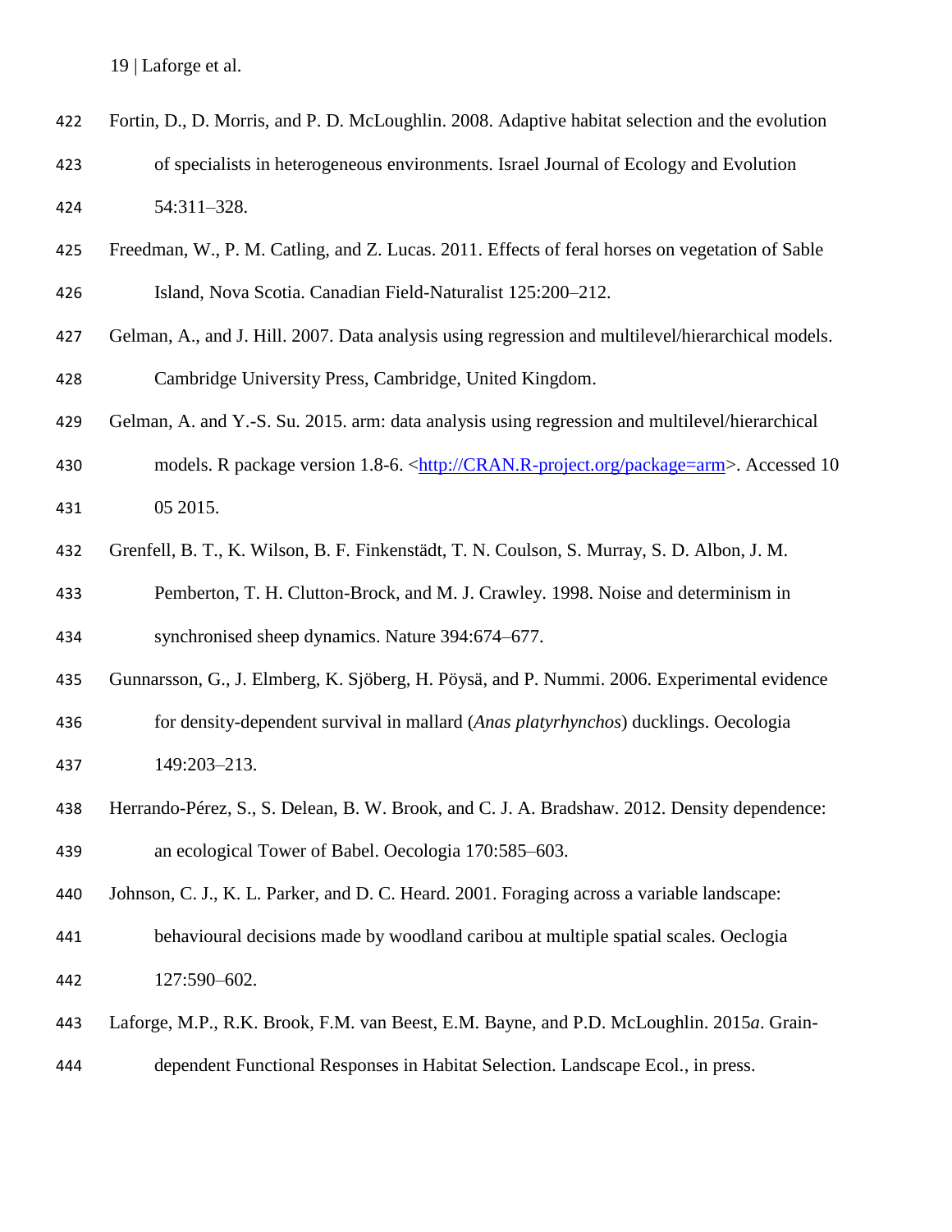Fortin, D., D. Morris, and P. D. McLoughlin. 2008. Adaptive habitat selection and the evolution of specialists in heterogeneous environments. Israel Journal of Ecology and Evolution 54:311–328.

Freedman, W., P. M. Catling, and Z. Lucas. 2011. Effects of feral horses on vegetation of Sable Island, Nova Scotia. Canadian Field-Naturalist 125:200–212.

Gelman, A., and J. Hill. 2007. Data analysis using regression and multilevel/hierarchical models. Cambridge University Press, Cambridge, United Kingdom.

Gelman, A. and Y.-S. Su. 2015. arm: data analysis using regression and multilevel/hierarchical models. R package version 1.8-6. <http://CRAN.R-project.org/package=arm>. Accessed 10 05 2015.

Grenfell, B. T., K. Wilson, B. F. Finkenstädt, T. N. Coulson, S. Murray, S. D. Albon, J. M. Pemberton, T. H. Clutton-Brock, and M. J. Crawley. 1998. Noise and determinism in synchronised sheep dynamics. Nature 394:674–677.

Gunnarsson, G., J. Elmberg, K. Sjöberg, H. Pöysä, and P. Nummi. 2006. Experimental evidence for density-dependent survival in mallard (*Anas platyrhynchos*) ducklings. Oecologia 149:203–213.

Herrando-Pérez, S., S. Delean, B. W. Brook, and C. J. A. Bradshaw. 2012. Density dependence: an ecological Tower of Babel. Oecologia 170:585–603.

Johnson, C. J., K. L. Parker, and D. C. Heard. 2001. Foraging across a variable landscape: behavioural decisions made by woodland caribou at multiple spatial scales. Oeclogia 127:590–602.

Laforge, M.P., R.K. Brook, F.M. van Beest, E.M. Bayne, and P.D. McLoughlin. 2015*a*. Grain-dependent Functional Responses in Habitat Selection. Landscape Ecol., in press.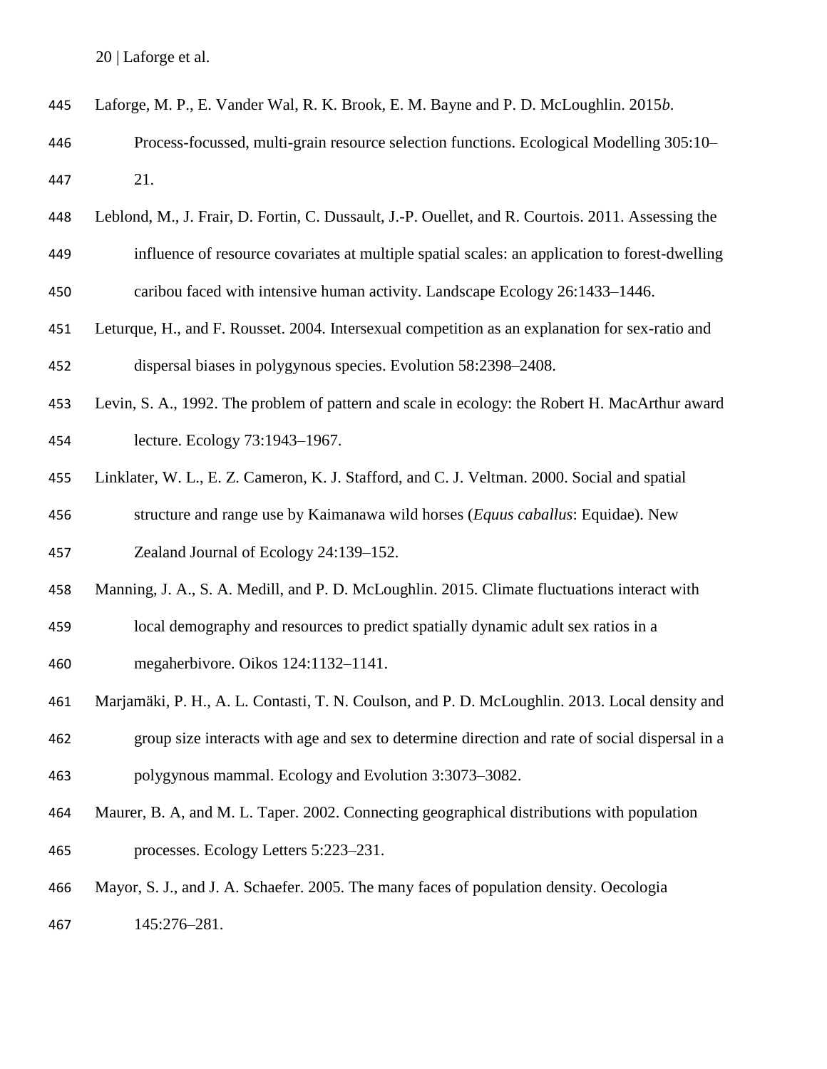Laforge, M. P., E. Vander Wal, R. K. Brook, E. M. Bayne and P. D. McLoughlin. 2015*b*. Process-focussed, multi-grain resource selection functions. Ecological Modelling 305:10–21.

Leblond, M., J. Frair, D. Fortin, C. Dussault, J.-P. Ouellet, and R. Courtois. 2011. Assessing the influence of resource covariates at multiple spatial scales: an application to forest-dwelling caribou faced with intensive human activity. Landscape Ecology 26:1433–1446.

Leturque, H., and F. Rousset. 2004. Intersexual competition as an explanation for sex-ratio and dispersal biases in polygynous species. Evolution 58:2398–2408.

Levin, S. A., 1992. The problem of pattern and scale in ecology: the Robert H. MacArthur award lecture. Ecology 73:1943–1967.

Linklater, W. L., E. Z. Cameron, K. J. Stafford, and C. J. Veltman. 2000. Social and spatial structure and range use by Kaimanawa wild horses (*Equus caballus*: Equidae). New Zealand Journal of Ecology 24:139–152.

Manning, J. A., S. A. Medill, and P. D. McLoughlin. 2015. Climate fluctuations interact with local demography and resources to predict spatially dynamic adult sex ratios in a megaherbivore. Oikos 124:1132–1141.

Marjamäki, P. H., A. L. Contasti, T. N. Coulson, and P. D. McLoughlin. 2013. Local density and group size interacts with age and sex to determine direction and rate of social dispersal in a polygynous mammal. Ecology and Evolution 3:3073–3082.

Maurer, B. A, and M. L. Taper. 2002. Connecting geographical distributions with population processes. Ecology Letters 5:223–231.

Mayor, S. J., and J. A. Schaefer. 2005. The many faces of population density. Oecologia 145:276–281.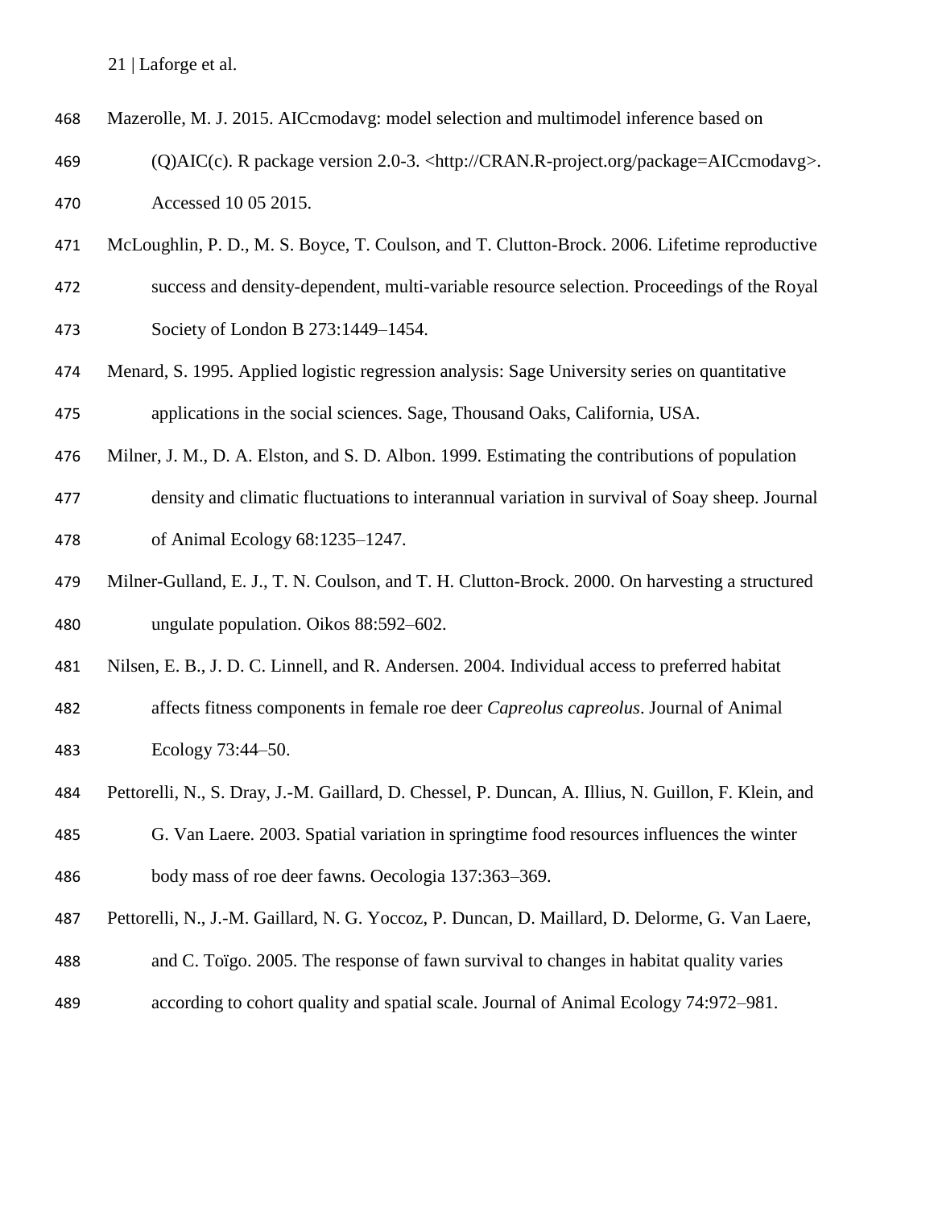Mazerolle, M. J. 2015. AICcmodavg: model selection and multimodel inference based on (Q)AIC(c). R package version 2.0-3. <http://CRAN.R-project.org/package=AICcmodavg>. Accessed 10 05 2015.

McLoughlin, P. D., M. S. Boyce, T. Coulson, and T. Clutton-Brock. 2006. Lifetime reproductive success and density-dependent, multi-variable resource selection. Proceedings of the Royal Society of London B 273:1449–1454.

Menard, S. 1995. Applied logistic regression analysis: Sage University series on quantitative applications in the social sciences. Sage, Thousand Oaks, California, USA.

Milner, J. M., D. A. Elston, and S. D. Albon. 1999. Estimating the contributions of population density and climatic fluctuations to interannual variation in survival of Soay sheep. Journal of Animal Ecology 68:1235–1247.

Milner-Gulland, E. J., T. N. Coulson, and T. H. Clutton-Brock. 2000. On harvesting a structured ungulate population. Oikos 88:592–602.

Nilsen, E. B., J. D. C. Linnell, and R. Andersen. 2004. Individual access to preferred habitat affects fitness components in female roe deer *Capreolus capreolus*. Journal of Animal Ecology 73:44–50.

Pettorelli, N., S. Dray, J.-M. Gaillard, D. Chessel, P. Duncan, A. Illius, N. Guillon, F. Klein, and G. Van Laere. 2003. Spatial variation in springtime food resources influences the winter body mass of roe deer fawns. Oecologia 137:363–369.

Pettorelli, N., J.-M. Gaillard, N. G. Yoccoz, P. Duncan, D. Maillard, D. Delorme, G. Van Laere, and C. Toïgo. 2005. The response of fawn survival to changes in habitat quality varies according to cohort quality and spatial scale. Journal of Animal Ecology 74:972–981.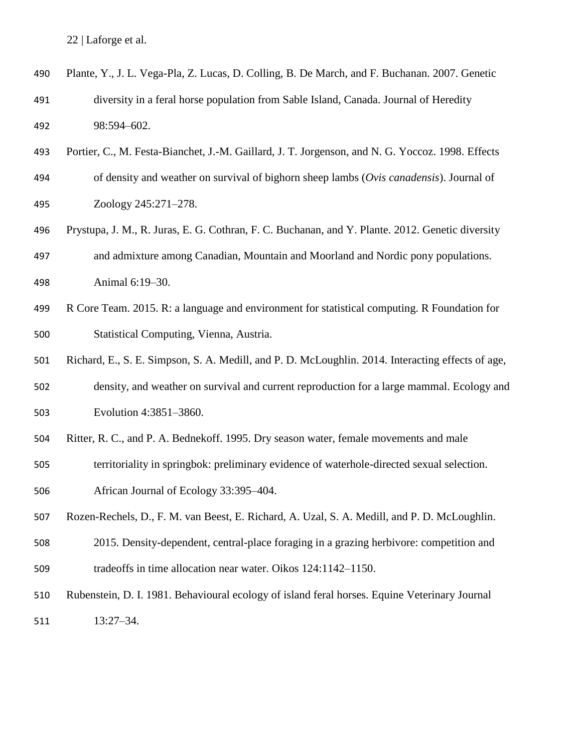Plante, Y., J. L. Vega-Pla, Z. Lucas, D. Colling, B. De March, and F. Buchanan. 2007. Genetic diversity in a feral horse population from Sable Island, Canada. Journal of Heredity 98:594–602.

Portier, C., M. Festa-Bianchet, J.-M. Gaillard, J. T. Jorgenson, and N. G. Yoccoz. 1998. Effects of density and weather on survival of bighorn sheep lambs (*Ovis canadensis*). Journal of Zoology 245:271–278.

Prystupa, J. M., R. Juras, E. G. Cothran, F. C. Buchanan, and Y. Plante. 2012. Genetic diversity and admixture among Canadian, Mountain and Moorland and Nordic pony populations. Animal 6:19–30.

R Core Team. 2015. R: a language and environment for statistical computing. R Foundation for Statistical Computing, Vienna, Austria.

Richard, E., S. E. Simpson, S. A. Medill, and P. D. McLoughlin. 2014. Interacting effects of age, density, and weather on survival and current reproduction for a large mammal. Ecology and Evolution 4:3851–3860.

Ritter, R. C., and P. A. Bednekoff. 1995. Dry season water, female movements and male territoriality in springbok: preliminary evidence of waterhole-directed sexual selection. African Journal of Ecology 33:395–404.

Rozen-Rechels, D., F. M. van Beest, E. Richard, A. Uzal, S. A. Medill, and P. D. McLoughlin. 2015. Density-dependent, central-place foraging in a grazing herbivore: competition and tradeoffs in time allocation near water. Oikos 124:1142–1150.

Rubenstein, D. I. 1981. Behavioural ecology of island feral horses. Equine Veterinary Journal 13:27–34.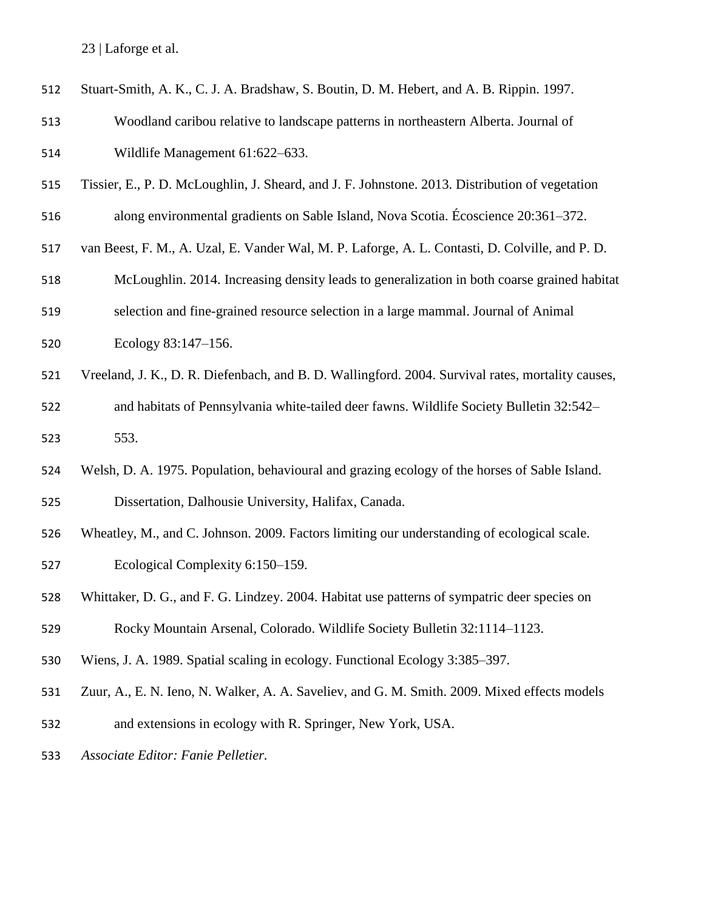Stuart-Smith, A. K., C. J. A. Bradshaw, S. Boutin, D. M. Hebert, and A. B. Rippin. 1997. Woodland caribou relative to landscape patterns in northeastern Alberta. Journal of Wildlife Management 61:622–633.

Tissier, E., P. D. McLoughlin, J. Sheard, and J. F. Johnstone. 2013. Distribution of vegetation along environmental gradients on Sable Island, Nova Scotia. Écoscience 20:361–372.

van Beest, F. M., A. Uzal, E. Vander Wal, M. P. Laforge, A. L. Contasti, D. Colville, and P. D. McLoughlin. 2014. Increasing density leads to generalization in both coarse grained habitat selection and fine-grained resource selection in a large mammal. Journal of Animal Ecology 83:147–156.

Vreeland, J. K., D. R. Diefenbach, and B. D. Wallingford. 2004. Survival rates, mortality causes, and habitats of Pennsylvania white-tailed deer fawns. Wildlife Society Bulletin 32:542–553.

Welsh, D. A. 1975. Population, behavioural and grazing ecology of the horses of Sable Island. Dissertation, Dalhousie University, Halifax, Canada.

Wheatley, M., and C. Johnson. 2009. Factors limiting our understanding of ecological scale. Ecological Complexity 6:150–159.

Whittaker, D. G., and F. G. Lindzey. 2004. Habitat use patterns of sympatric deer species on Rocky Mountain Arsenal, Colorado. Wildlife Society Bulletin 32:1114–1123.

Wiens, J. A. 1989. Spatial scaling in ecology. Functional Ecology 3:385–397.

Zuur, A., E. N. Ieno, N. Walker, A. A. Saveliev, and G. M. Smith. 2009. Mixed effects models and extensions in ecology with R. Springer, New York, USA.

*Associate Editor: Fanie Pelletier.*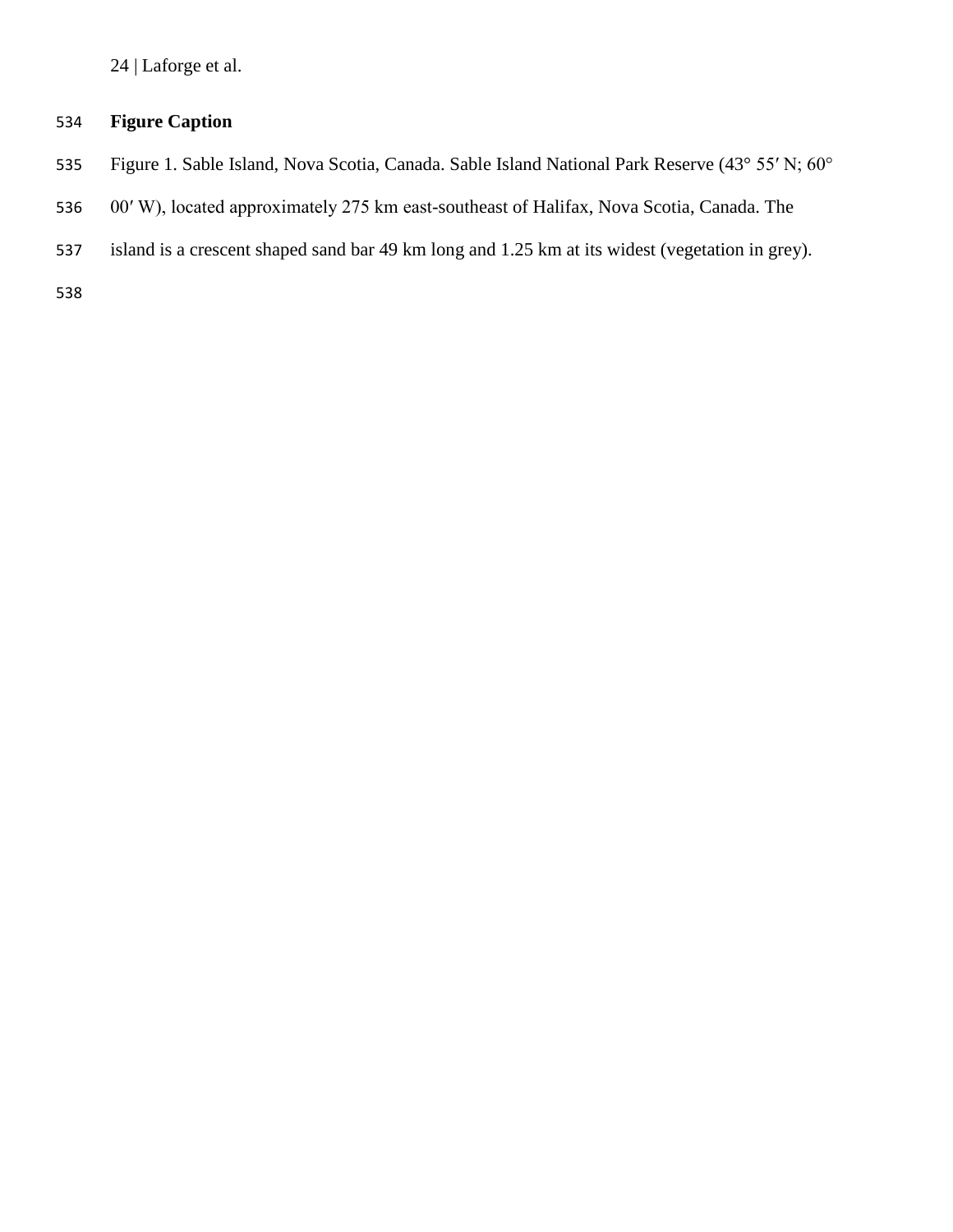**Figure Caption**

Figure 1. Sable Island, Nova Scotia, Canada. Sable Island National Park Reserve (43° 55′ N; 60° 00′ W), located approximately 275 km east-southeast of Halifax, Nova Scotia, Canada. The island is a crescent shaped sand bar 49 km long and 1.25 km at its widest (vegetation in grey).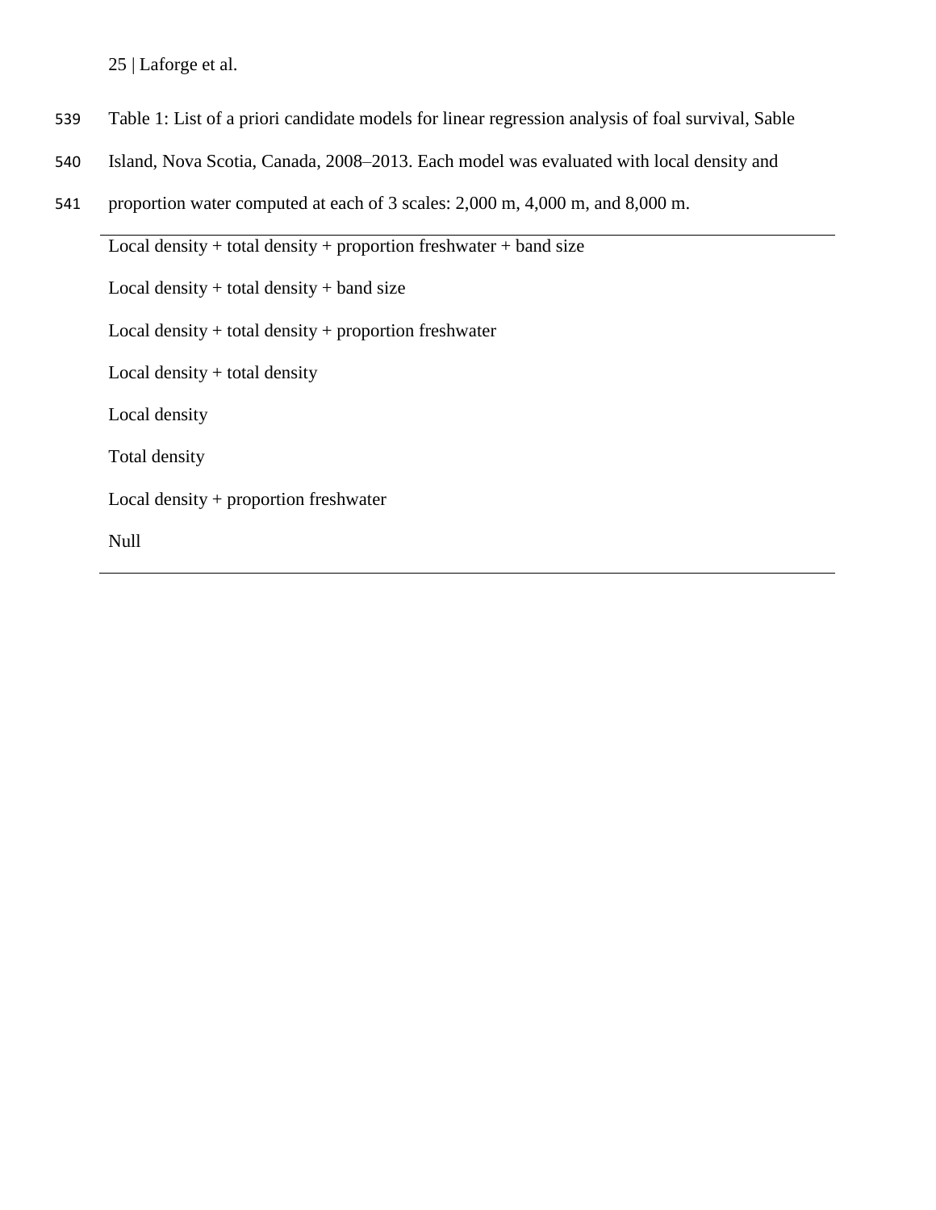Table 1: List of a priori candidate models for linear regression analysis of foal survival, Sable Island, Nova Scotia, Canada, 2008–2013. Each model was evaluated with local density and proportion water computed at each of 3 scales: 2,000 m, 4,000 m, and 8,000 m.

| Model |
| --- |
| Local density + total density + proportion freshwater + band size |
| Local density + total density + band size |
| Local density + total density + proportion freshwater |
| Local density + total density |
| Local density |
| Total density |
| Local density + proportion freshwater |
| Null |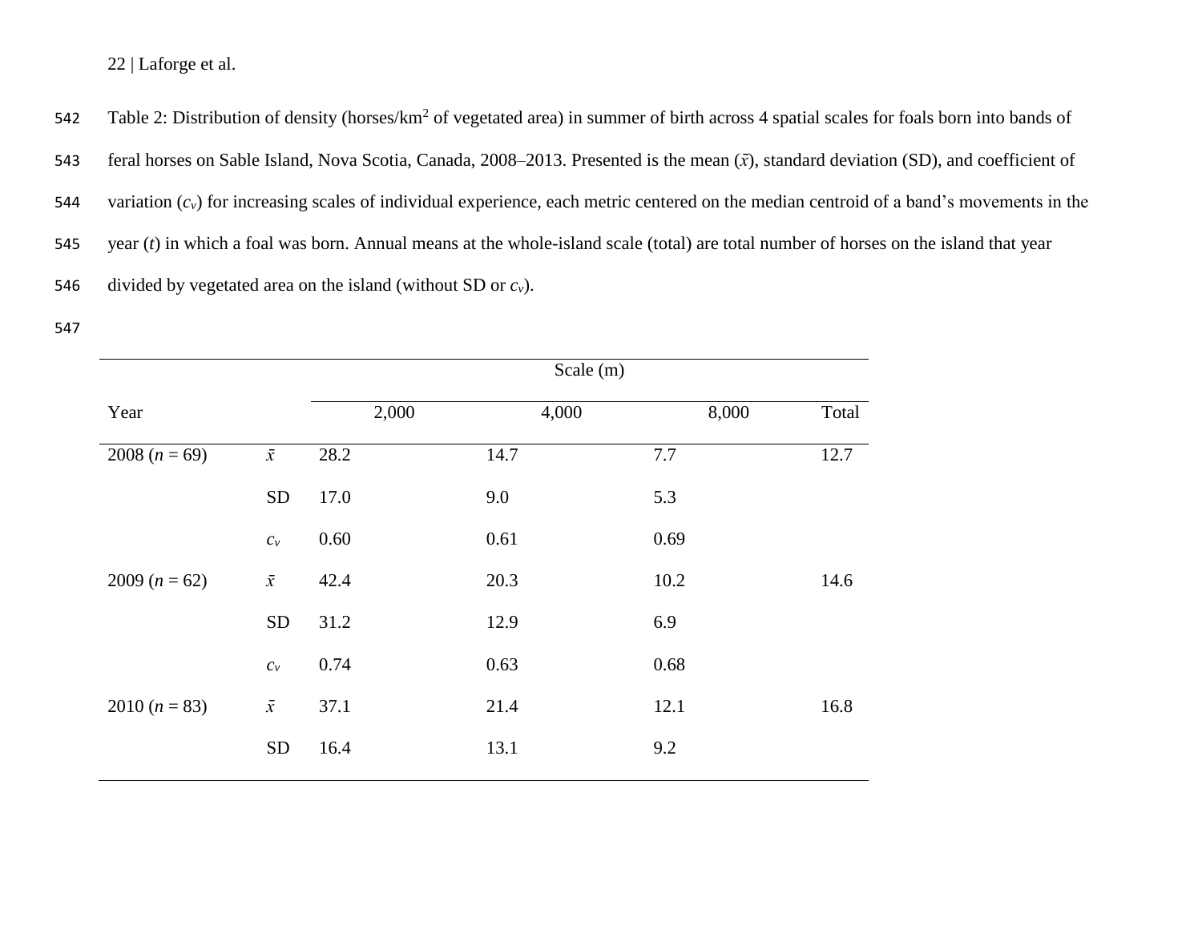Table 2: Distribution of density (horses/km$^2$ of vegetated area) in summer of birth across 4 spatial scales for foals born into bands of feral horses on Sable Island, Nova Scotia, Canada, 2008–2013. Presented is the mean ($\bar{x}$), standard deviation (SD), and coefficient of variation ($c_v$) for increasing scales of individual experience, each metric centered on the median centroid of a band's movements in the year ($t$) in which a foal was born. Annual means at the whole-island scale (total) are total number of horses on the island that year divided by vegetated area on the island (without SD or $c_v$).

| | | Scale (m) | | | |
|---|---|---|---|---|---|
| Year | | 2,000 | 4,000 | 8,000 | Total |
| 2008 ($n$ = 69) | $\bar{x}$ | 28.2 | 14.7 | 7.7 | 12.7 |
| | SD | 17.0 | 9.0 | 5.3 | |
| | $c_v$ | 0.60 | 0.61 | 0.69 | |
| 2009 ($n$ = 62) | $\bar{x}$ | 42.4 | 20.3 | 10.2 | 14.6 |
| | SD | 31.2 | 12.9 | 6.9 | |
| | $c_v$ | 0.74 | 0.63 | 0.68 | |
| 2010 ($n$ = 83) | $\bar{x}$ | 37.1 | 21.4 | 12.1 | 16.8 |
| | SD | 16.4 | 13.1 | 9.2 | |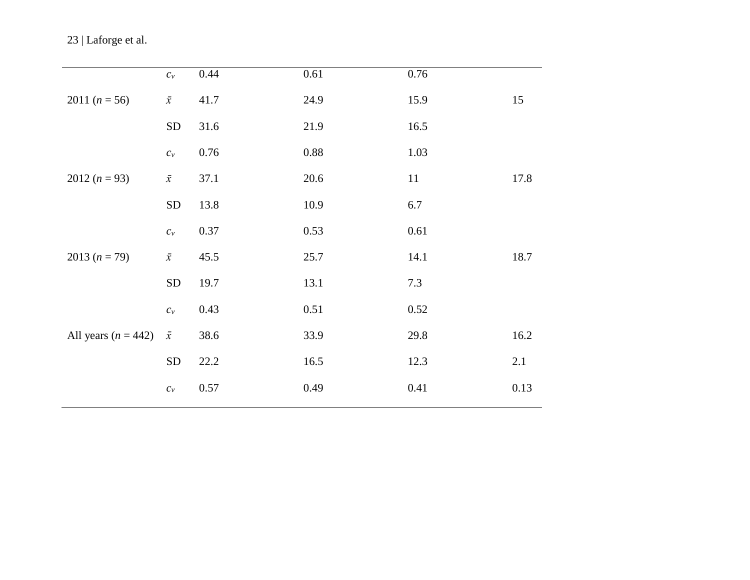| | | | | | |
|---|---|---|---|---|---|
| | $c_v$ | 0.44 | 0.61 | 0.76 | |
| 2011 ($n$ = 56) | $\bar{x}$ | 41.7 | 24.9 | 15.9 | 15 |
| | SD | 31.6 | 21.9 | 16.5 | |
| | $c_v$ | 0.76 | 0.88 | 1.03 | |
| 2012 ($n$ = 93) | $\bar{x}$ | 37.1 | 20.6 | 11 | 17.8 |
| | SD | 13.8 | 10.9 | 6.7 | |
| | $c_v$ | 0.37 | 0.53 | 0.61 | |
| 2013 ($n$ = 79) | $\bar{x}$ | 45.5 | 25.7 | 14.1 | 18.7 |
| | SD | 19.7 | 13.1 | 7.3 | |
| | $c_v$ | 0.43 | 0.51 | 0.52 | |
| All years ($n$ = 442) | $\bar{x}$ | 38.6 | 33.9 | 29.8 | 16.2 |
| | SD | 22.2 | 16.5 | 12.3 | 2.1 |
| | $c_v$ | 0.57 | 0.49 | 0.41 | 0.13 |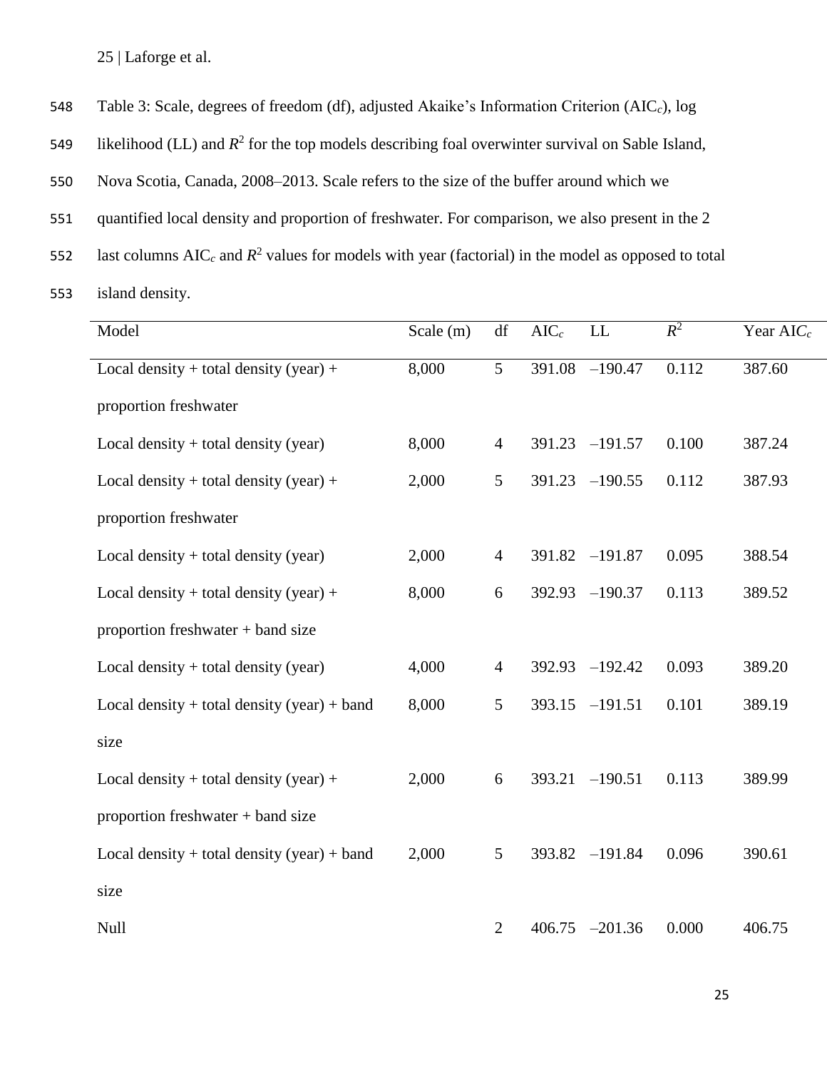Table 3: Scale, degrees of freedom (df), adjusted Akaike's Information Criterion ($AIC_c$), log likelihood (LL) and $R^2$ for the top models describing foal overwinter survival on Sable Island, Nova Scotia, Canada, 2008–2013. Scale refers to the size of the buffer around which we quantified local density and proportion of freshwater. For comparison, we also present in the 2 last columns $AIC_c$ and $R^2$ values for models with year (factorial) in the model as opposed to total island density.

| Model | Scale (m) | df | $AIC_c$ | LL | $R^2$ | Year $AIC_c$ |
|---|---|---|---|---|---|---|
| Local density + total density (year) + proportion freshwater | 8,000 | 5 | 391.08 | –190.47 | 0.112 | 387.60 |
| Local density + total density (year) | 8,000 | 4 | 391.23 | –191.57 | 0.100 | 387.24 |
| Local density + total density (year) + proportion freshwater | 2,000 | 5 | 391.23 | –190.55 | 0.112 | 387.93 |
| Local density + total density (year) | 2,000 | 4 | 391.82 | –191.87 | 0.095 | 388.54 |
| Local density + total density (year) + proportion freshwater + band size | 8,000 | 6 | 392.93 | –190.37 | 0.113 | 389.52 |
| Local density + total density (year) | 4,000 | 4 | 392.93 | –192.42 | 0.093 | 389.20 |
| Local density + total density (year) + band size | 8,000 | 5 | 393.15 | –191.51 | 0.101 | 389.19 |
| Local density + total density (year) + proportion freshwater + band size | 2,000 | 6 | 393.21 | –190.51 | 0.113 | 389.99 |
| Local density + total density (year) + band size | 2,000 | 5 | 393.82 | –191.84 | 0.096 | 390.61 |
| Null | | 2 | 406.75 | –201.36 | 0.000 | 406.75 |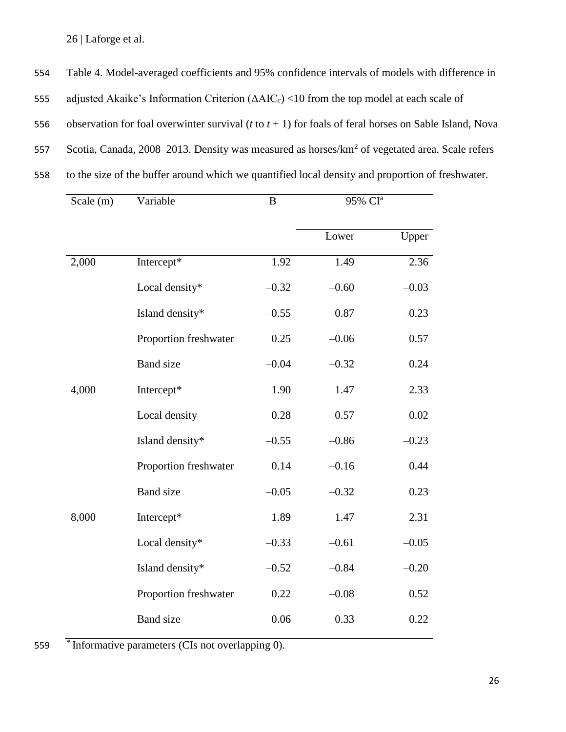Table 4. Model-averaged coefficients and 95% confidence intervals of models with difference in adjusted Akaike's Information Criterion ($\Delta AIC_c$) <10 from the top model at each scale of observation for foal overwinter survival ($t$ to $t + 1$) for foals of feral horses on Sable Island, Nova Scotia, Canada, 2008–2013. Density was measured as horses/km$^2$ of vegetated area. Scale refers to the size of the buffer around which we quantified local density and proportion of freshwater.

| Scale (m) | Variable | B | 95% CI[a] | |
|---|---|---|---|---|
| | | | Lower | Upper |
| 2,000 | Intercept* | 1.92 | 1.49 | 2.36 |
| | Local density* | –0.32 | –0.60 | –0.03 |
| | Island density* | –0.55 | –0.87 | –0.23 |
| | Proportion freshwater | 0.25 | –0.06 | 0.57 |
| | Band size | –0.04 | –0.32 | 0.24 |
| 4,000 | Intercept* | 1.90 | 1.47 | 2.33 |
| | Local density | –0.28 | –0.57 | 0.02 |
| | Island density* | –0.55 | –0.86 | –0.23 |
| | Proportion freshwater | 0.14 | –0.16 | 0.44 |
| | Band size | –0.05 | –0.32 | 0.23 |
| 8,000 | Intercept* | 1.89 | 1.47 | 2.31 |
| | Local density* | –0.33 | –0.61 | –0.05 |
| | Island density* | –0.52 | –0.84 | –0.20 |
| | Proportion freshwater | 0.22 | –0.08 | 0.52 |
| | Band size | –0.06 | –0.33 | 0.22 |

[*] Informative parameters (CIs not overlapping 0).